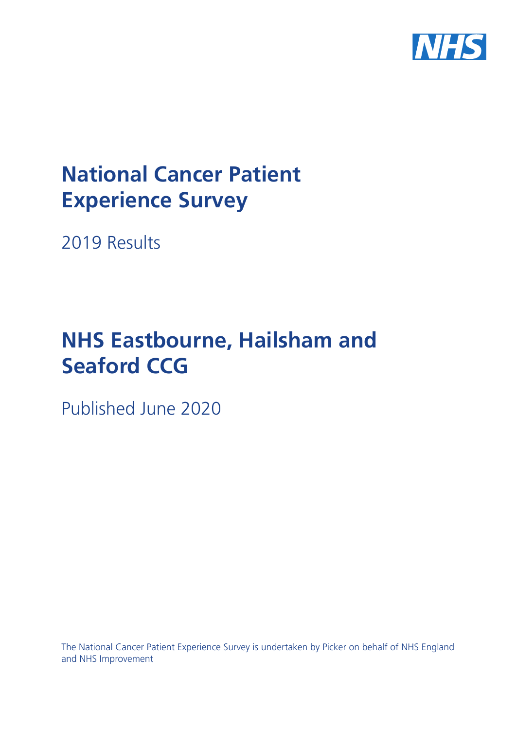# National Cancer Patient Experience Survey

2019 Results

# NHS Eastbourne, Hailsham and Seaford CCG

Published June 2020

The National Cancer Patient Experience Survey is undertaken by Picker on behalf of NHS England and NHS Improvement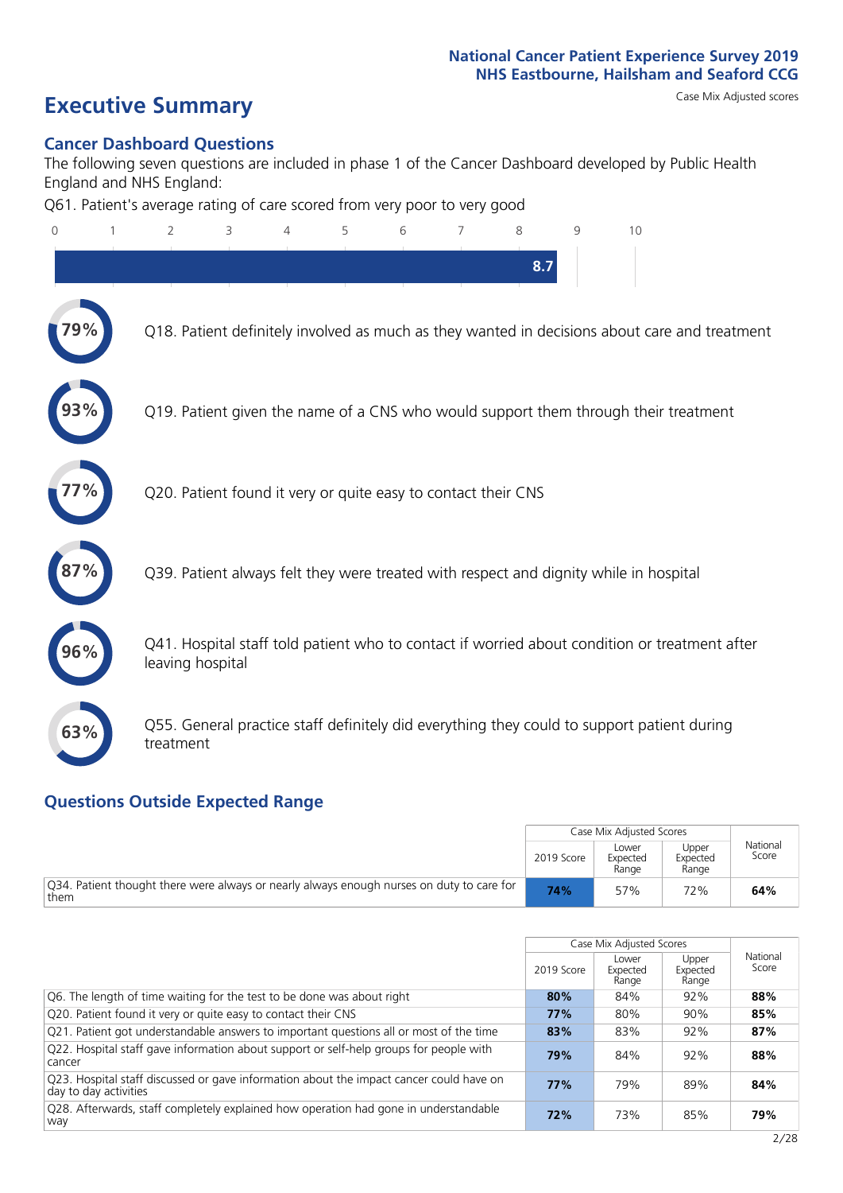National Cancer Patient Experience Survey 2019
NHS Eastbourne, Hailsham and Seaford CCG

# Executive Summary

Case Mix Adjusted scores

## Cancer Dashboard Questions

The following seven questions are included in phase 1 of the Cancer Dashboard developed by Public Health England and NHS England:

Q61. Patient's average rating of care scored from very poor to very good

8.7

- 79% Q18. Patient definitely involved as much as they wanted in decisions about care and treatment
- 93% Q19. Patient given the name of a CNS who would support them through their treatment
- 77% Q20. Patient found it very or quite easy to contact their CNS
- 87% Q39. Patient always felt they were treated with respect and dignity while in hospital
- 96% Q41. Hospital staff told patient who to contact if worried about condition or treatment after leaving hospital
- 63% Q55. General practice staff definitely did everything they could to support patient during treatment

## Questions Outside Expected Range

| | Case Mix Adjusted Scores | | | National Score |
|---|---|---|---|---|
| | 2019 Score | Lower Expected Range | Upper Expected Range | |
| Q34. Patient thought there were always or nearly always enough nurses on duty to care for them | **74%** | 57% | 72% | **64%** |

| | Case Mix Adjusted Scores | | | National Score |
|---|---|---|---|---|
| | 2019 Score | Lower Expected Range | Upper Expected Range | |
| Q6. The length of time waiting for the test to be done was about right | **80%** | 84% | 92% | **88%** |
| Q20. Patient found it very or quite easy to contact their CNS | **77%** | 80% | 90% | **85%** |
| Q21. Patient got understandable answers to important questions all or most of the time | **83%** | 83% | 92% | **87%** |
| Q22. Hospital staff gave information about support or self-help groups for people with cancer | **79%** | 84% | 92% | **88%** |
| Q23. Hospital staff discussed or gave information about the impact cancer could have on day to day activities | **77%** | 79% | 89% | **84%** |
| Q28. Afterwards, staff completely explained how operation had gone in understandable way | **72%** | 73% | 85% | **79%** |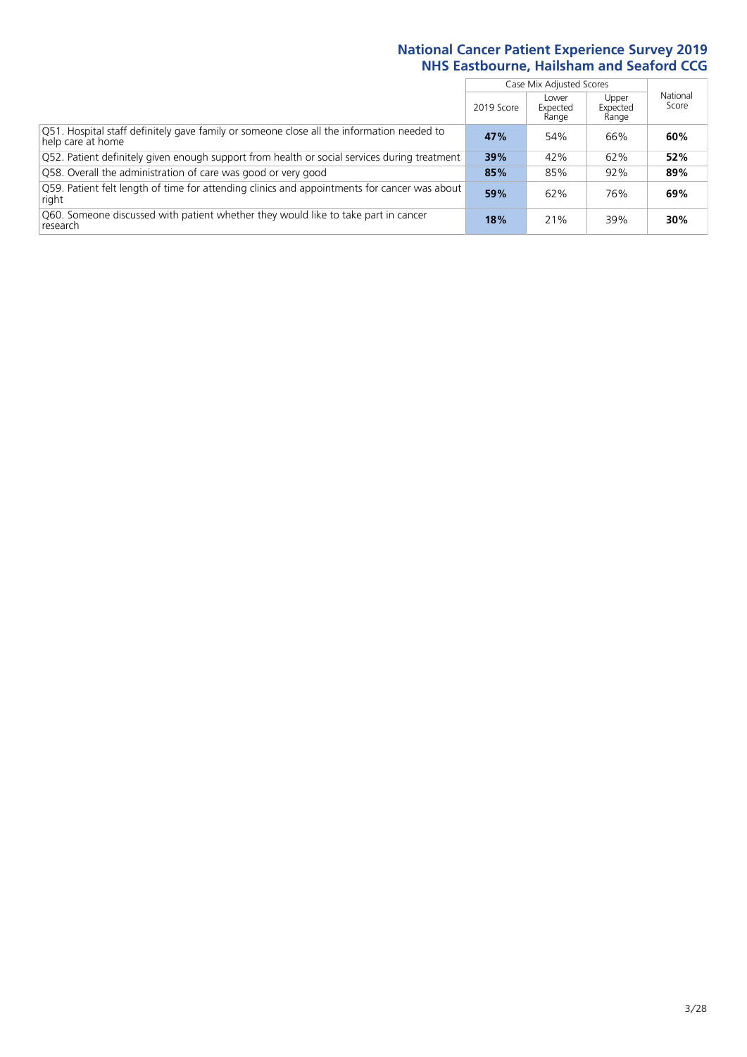## National Cancer Patient Experience Survey 2019
## NHS Eastbourne, Hailsham and Seaford CCG

| | Case Mix Adjusted Scores | | | National Score |
|---|---|---|---|---|
| | 2019 Score | Lower Expected Range | Upper Expected Range | |
| Q51. Hospital staff definitely gave family or someone close all the information needed to help care at home | **47%** | 54% | 66% | **60%** |
| Q52. Patient definitely given enough support from health or social services during treatment | **39%** | 42% | 62% | **52%** |
| Q58. Overall the administration of care was good or very good | **85%** | 85% | 92% | **89%** |
| Q59. Patient felt length of time for attending clinics and appointments for cancer was about right | **59%** | 62% | 76% | **69%** |
| Q60. Someone discussed with patient whether they would like to take part in cancer research | **18%** | 21% | 39% | **30%** |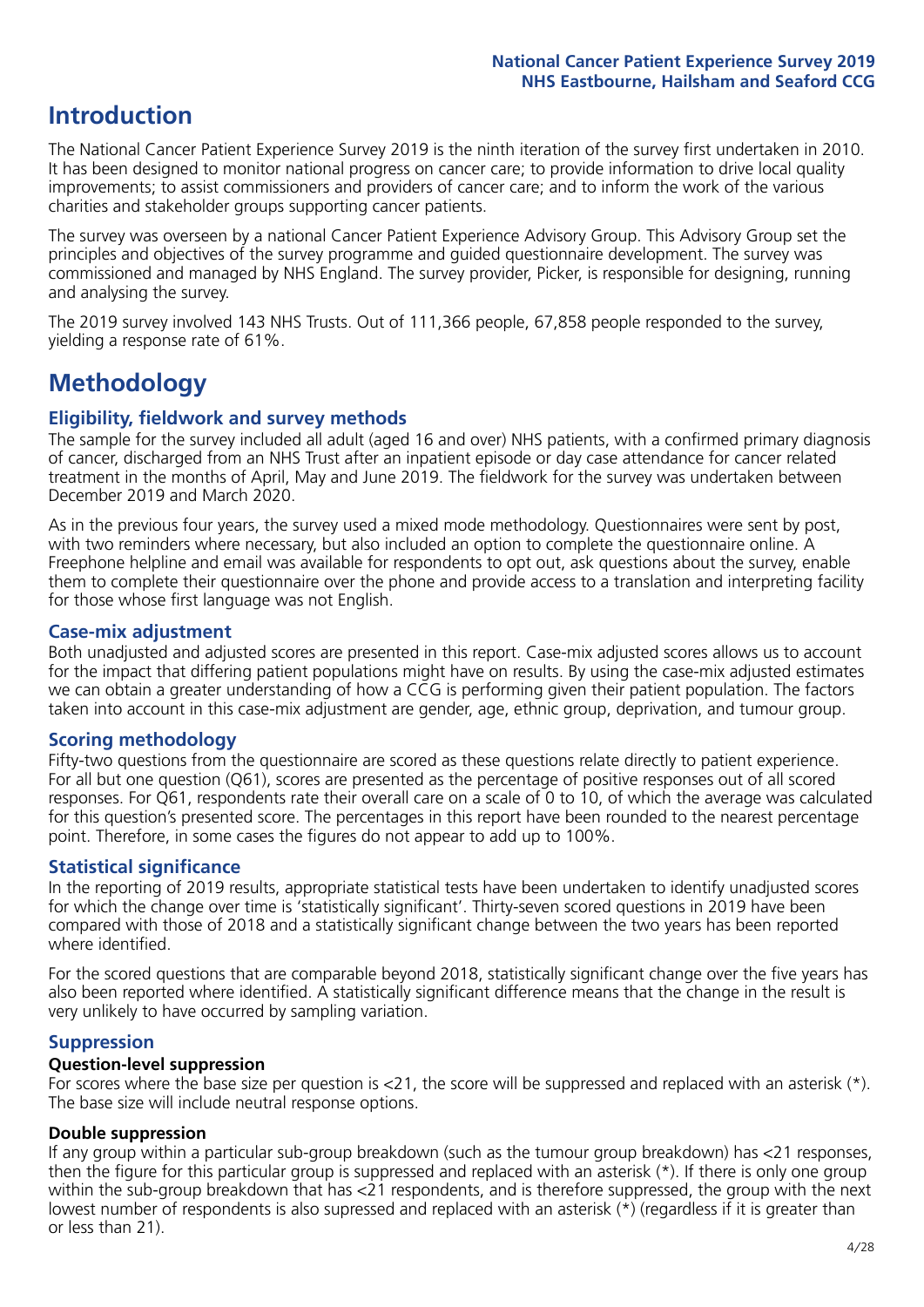## Introduction

The National Cancer Patient Experience Survey 2019 is the ninth iteration of the survey first undertaken in 2010. It has been designed to monitor national progress on cancer care; to provide information to drive local quality improvements; to assist commissioners and providers of cancer care; and to inform the work of the various charities and stakeholder groups supporting cancer patients.

The survey was overseen by a national Cancer Patient Experience Advisory Group. This Advisory Group set the principles and objectives of the survey programme and guided questionnaire development. The survey was commissioned and managed by NHS England. The survey provider, Picker, is responsible for designing, running and analysing the survey.

The 2019 survey involved 143 NHS Trusts. Out of 111,366 people, 67,858 people responded to the survey, yielding a response rate of 61%.

## Methodology

### Eligibility, fieldwork and survey methods

The sample for the survey included all adult (aged 16 and over) NHS patients, with a confirmed primary diagnosis of cancer, discharged from an NHS Trust after an inpatient episode or day case attendance for cancer related treatment in the months of April, May and June 2019. The fieldwork for the survey was undertaken between December 2019 and March 2020.

As in the previous four years, the survey used a mixed mode methodology. Questionnaires were sent by post, with two reminders where necessary, but also included an option to complete the questionnaire online. A Freephone helpline and email was available for respondents to opt out, ask questions about the survey, enable them to complete their questionnaire over the phone and provide access to a translation and interpreting facility for those whose first language was not English.

### Case-mix adjustment

Both unadjusted and adjusted scores are presented in this report. Case-mix adjusted scores allows us to account for the impact that differing patient populations might have on results. By using the case-mix adjusted estimates we can obtain a greater understanding of how a CCG is performing given their patient population. The factors taken into account in this case-mix adjustment are gender, age, ethnic group, deprivation, and tumour group.

### Scoring methodology

Fifty-two questions from the questionnaire are scored as these questions relate directly to patient experience. For all but one question (Q61), scores are presented as the percentage of positive responses out of all scored responses. For Q61, respondents rate their overall care on a scale of 0 to 10, of which the average was calculated for this question's presented score. The percentages in this report have been rounded to the nearest percentage point. Therefore, in some cases the figures do not appear to add up to 100%.

### Statistical significance

In the reporting of 2019 results, appropriate statistical tests have been undertaken to identify unadjusted scores for which the change over time is 'statistically significant'. Thirty-seven scored questions in 2019 have been compared with those of 2018 and a statistically significant change between the two years has been reported where identified.

For the scored questions that are comparable beyond 2018, statistically significant change over the five years has also been reported where identified. A statistically significant difference means that the change in the result is very unlikely to have occurred by sampling variation.

### Suppression

#### Question-level suppression

For scores where the base size per question is <21, the score will be suppressed and replaced with an asterisk (*). The base size will include neutral response options.

#### Double suppression

If any group within a particular sub-group breakdown (such as the tumour group breakdown) has <21 responses, then the figure for this particular group is suppressed and replaced with an asterisk (*). If there is only one group within the sub-group breakdown that has <21 respondents, and is therefore suppressed, the group with the next lowest number of respondents is also supressed and replaced with an asterisk (*) (regardless if it is greater than or less than 21).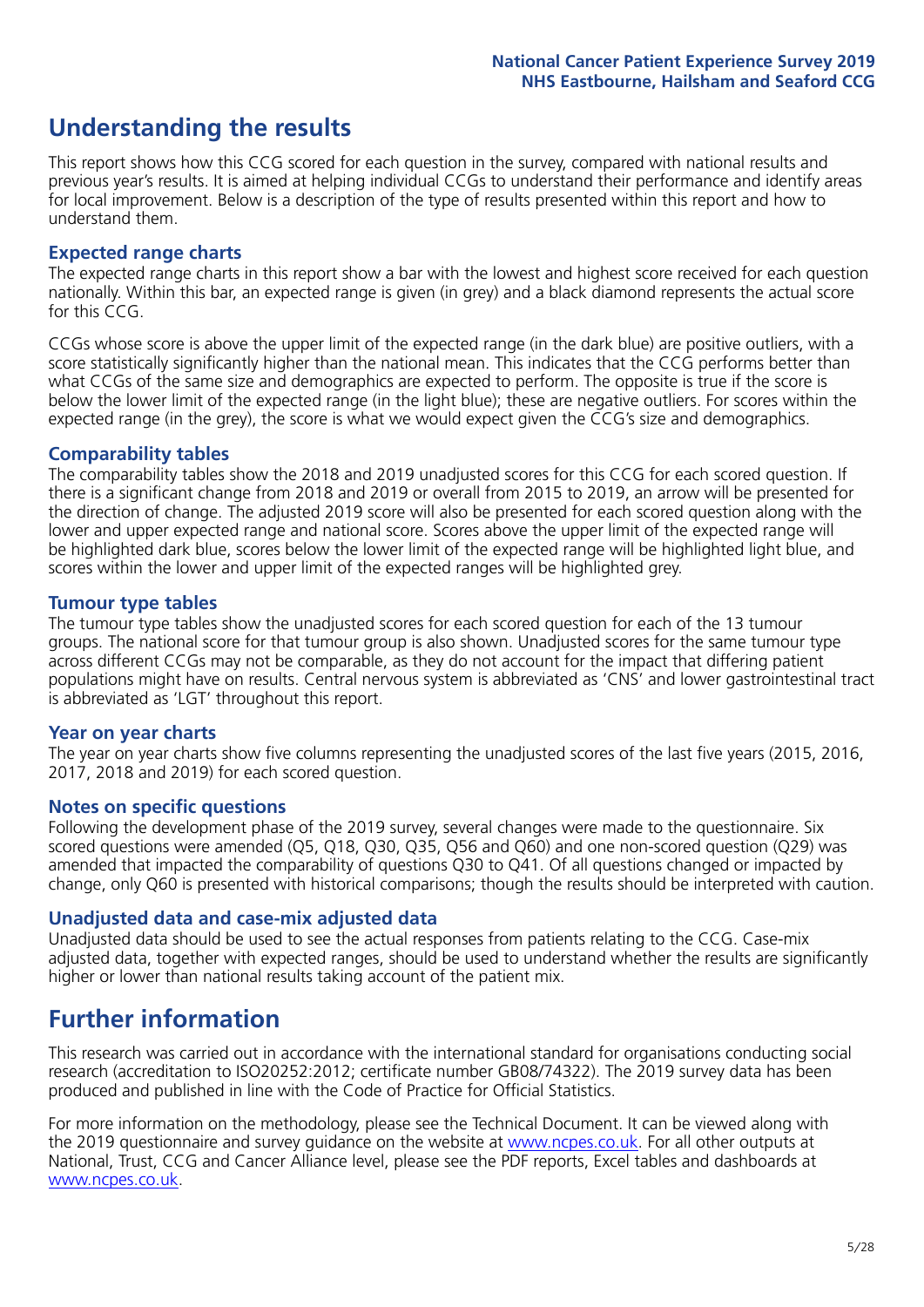## Understanding the results

This report shows how this CCG scored for each question in the survey, compared with national results and previous year's results. It is aimed at helping individual CCGs to understand their performance and identify areas for local improvement. Below is a description of the type of results presented within this report and how to understand them.

### Expected range charts

The expected range charts in this report show a bar with the lowest and highest score received for each question nationally. Within this bar, an expected range is given (in grey) and a black diamond represents the actual score for this CCG.

CCGs whose score is above the upper limit of the expected range (in the dark blue) are positive outliers, with a score statistically significantly higher than the national mean. This indicates that the CCG performs better than what CCGs of the same size and demographics are expected to perform. The opposite is true if the score is below the lower limit of the expected range (in the light blue); these are negative outliers. For scores within the expected range (in the grey), the score is what we would expect given the CCG's size and demographics.

### Comparability tables

The comparability tables show the 2018 and 2019 unadjusted scores for this CCG for each scored question. If there is a significant change from 2018 and 2019 or overall from 2015 to 2019, an arrow will be presented for the direction of change. The adjusted 2019 score will also be presented for each scored question along with the lower and upper expected range and national score. Scores above the upper limit of the expected range will be highlighted dark blue, scores below the lower limit of the expected range will be highlighted light blue, and scores within the lower and upper limit of the expected ranges will be highlighted grey.

### Tumour type tables

The tumour type tables show the unadjusted scores for each scored question for each of the 13 tumour groups. The national score for that tumour group is also shown. Unadjusted scores for the same tumour type across different CCGs may not be comparable, as they do not account for the impact that differing patient populations might have on results. Central nervous system is abbreviated as 'CNS' and lower gastrointestinal tract is abbreviated as 'LGT' throughout this report.

### Year on year charts

The year on year charts show five columns representing the unadjusted scores of the last five years (2015, 2016, 2017, 2018 and 2019) for each scored question.

### Notes on specific questions

Following the development phase of the 2019 survey, several changes were made to the questionnaire. Six scored questions were amended (Q5, Q18, Q30, Q35, Q56 and Q60) and one non-scored question (Q29) was amended that impacted the comparability of questions Q30 to Q41. Of all questions changed or impacted by change, only Q60 is presented with historical comparisons; though the results should be interpreted with caution.

### Unadjusted data and case-mix adjusted data

Unadjusted data should be used to see the actual responses from patients relating to the CCG. Case-mix adjusted data, together with expected ranges, should be used to understand whether the results are significantly higher or lower than national results taking account of the patient mix.

## Further information

This research was carried out in accordance with the international standard for organisations conducting social research (accreditation to ISO20252:2012; certificate number GB08/74322). The 2019 survey data has been produced and published in line with the Code of Practice for Official Statistics.

For more information on the methodology, please see the Technical Document. It can be viewed along with the 2019 questionnaire and survey guidance on the website at www.ncpes.co.uk. For all other outputs at National, Trust, CCG and Cancer Alliance level, please see the PDF reports, Excel tables and dashboards at www.ncpes.co.uk.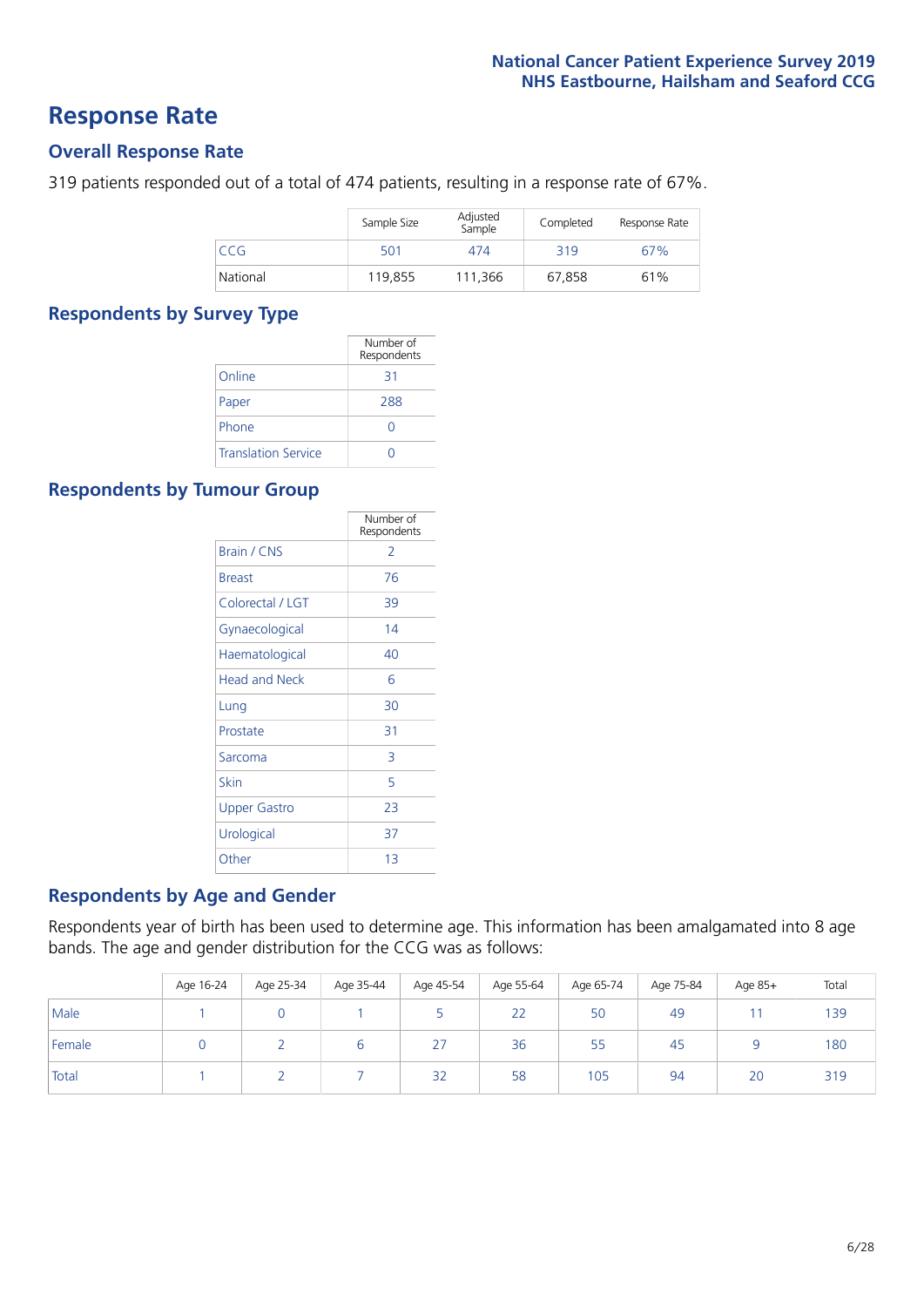# Response Rate

## Overall Response Rate

319 patients responded out of a total of 474 patients, resulting in a response rate of 67%.

| | Sample Size | Adjusted Sample | Completed | Response Rate |
|---|---|---|---|---|
| CCG | 501 | 474 | 319 | 67% |
| National | 119,855 | 111,366 | 67,858 | 61% |

## Respondents by Survey Type

| | Number of Respondents |
|---|---|
| Online | 31 |
| Paper | 288 |
| Phone | 0 |
| Translation Service | 0 |

## Respondents by Tumour Group

| | Number of Respondents |
|---|---|
| Brain / CNS | 2 |
| Breast | 76 |
| Colorectal / LGT | 39 |
| Gynaecological | 14 |
| Haematological | 40 |
| Head and Neck | 6 |
| Lung | 30 |
| Prostate | 31 |
| Sarcoma | 3 |
| Skin | 5 |
| Upper Gastro | 23 |
| Urological | 37 |
| Other | 13 |

## Respondents by Age and Gender

Respondents year of birth has been used to determine age. This information has been amalgamated into 8 age bands. The age and gender distribution for the CCG was as follows:

| | Age 16-24 | Age 25-34 | Age 35-44 | Age 45-54 | Age 55-64 | Age 65-74 | Age 75-84 | Age 85+ | Total |
|---|---|---|---|---|---|---|---|---|---|
| Male | 1 | 0 | 1 | 5 | 22 | 50 | 49 | 11 | 139 |
| Female | 0 | 2 | 6 | 27 | 36 | 55 | 45 | 9 | 180 |
| Total | 1 | 2 | 7 | 32 | 58 | 105 | 94 | 20 | 319 |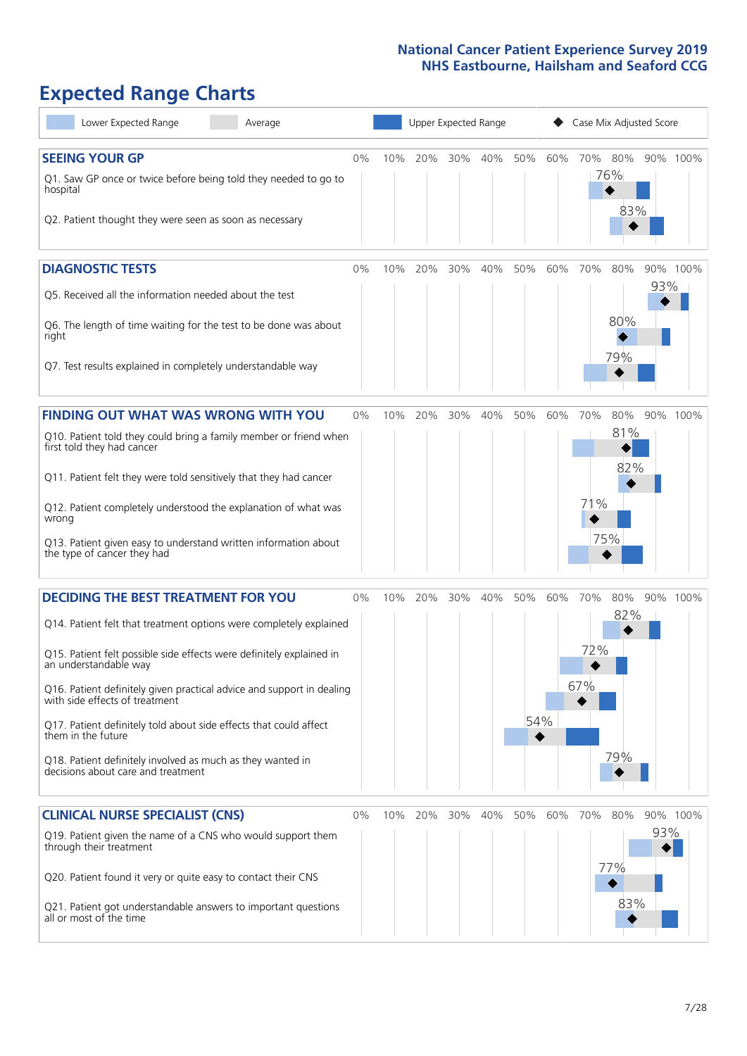National Cancer Patient Experience Survey 2019
NHS Eastbourne, Hailsham and Seaford CCG

# Expected Range Charts

Lower Expected Range | Average | Upper Expected Range | Case Mix Adjusted Score

## SEEING YOUR GP

| Question | Case Mix Adjusted Score |
|---|---|
| Q1. Saw GP once or twice before being told they needed to go to hospital | 76% |
| Q2. Patient thought they were seen as soon as necessary | 83% |

## DIAGNOSTIC TESTS

| Question | Case Mix Adjusted Score |
|---|---|
| Q5. Received all the information needed about the test | 93% |
| Q6. The length of time waiting for the test to be done was about right | 80% |
| Q7. Test results explained in completely understandable way | 79% |

## FINDING OUT WHAT WAS WRONG WITH YOU

| Question | Case Mix Adjusted Score |
|---|---|
| Q10. Patient told they could bring a family member or friend when first told they had cancer | 81% |
| Q11. Patient felt they were told sensitively that they had cancer | 82% |
| Q12. Patient completely understood the explanation of what was wrong | 71% |
| Q13. Patient given easy to understand written information about the type of cancer they had | 75% |

## DECIDING THE BEST TREATMENT FOR YOU

| Question | Case Mix Adjusted Score |
|---|---|
| Q14. Patient felt that treatment options were completely explained | 82% |
| Q15. Patient felt possible side effects were definitely explained in an understandable way | 72% |
| Q16. Patient definitely given practical advice and support in dealing with side effects of treatment | 67% |
| Q17. Patient definitely told about side effects that could affect them in the future | 54% |
| Q18. Patient definitely involved as much as they wanted in decisions about care and treatment | 79% |

## CLINICAL NURSE SPECIALIST (CNS)

| Question | Case Mix Adjusted Score |
|---|---|
| Q19. Patient given the name of a CNS who would support them through their treatment | 93% |
| Q20. Patient found it very or quite easy to contact their CNS | 77% |
| Q21. Patient got understandable answers to important questions all or most of the time | 83% |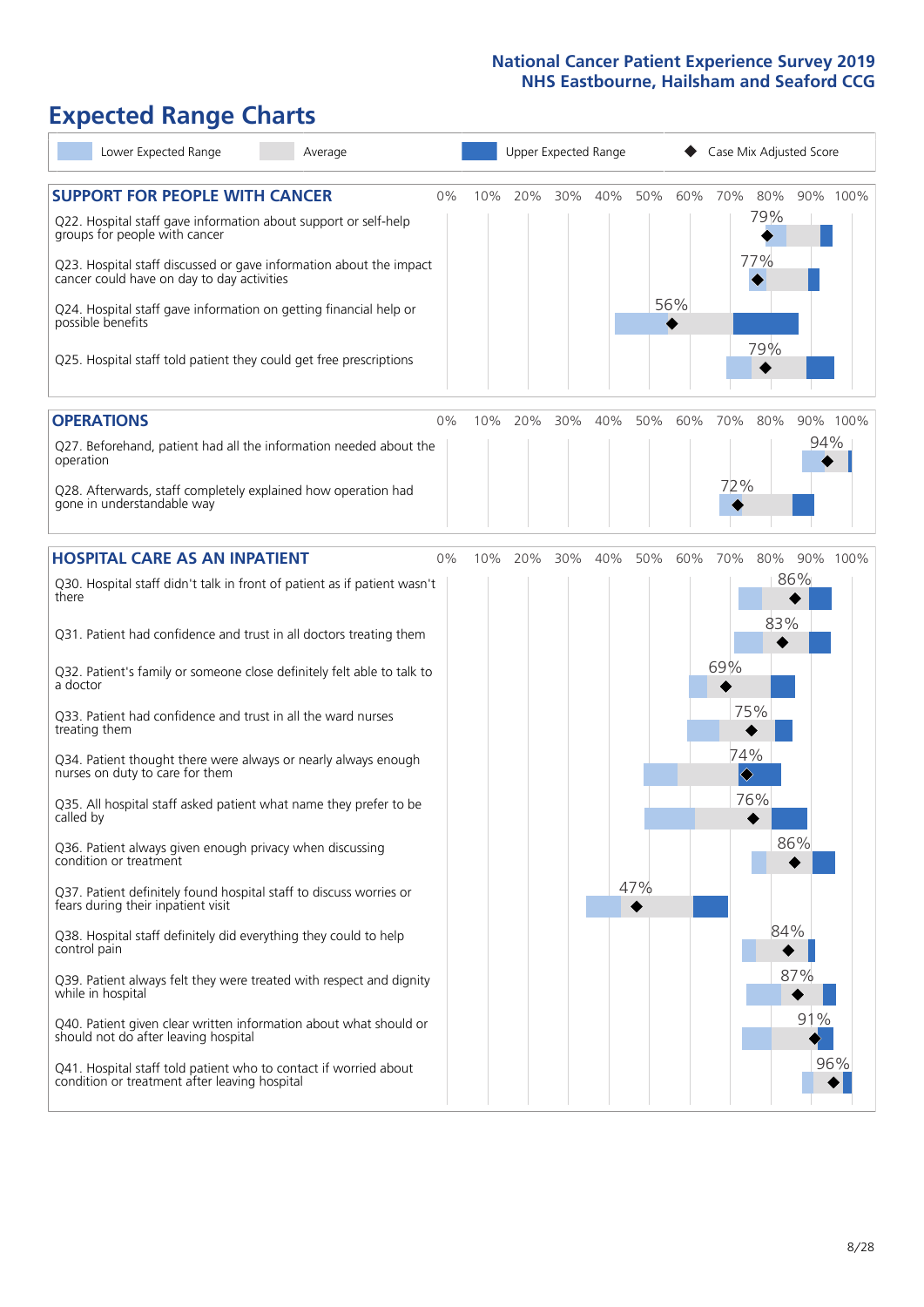# Expected Range Charts

Lower Expected Range | Average | Upper Expected Range | ◆ Case Mix Adjusted Score

## SUPPORT FOR PEOPLE WITH CANCER

| Question | Case Mix Adjusted Score |
|---|---|
| Q22. Hospital staff gave information about support or self-help groups for people with cancer | 79% |
| Q23. Hospital staff discussed or gave information about the impact cancer could have on day to day activities | 77% |
| Q24. Hospital staff gave information on getting financial help or possible benefits | 56% |
| Q25. Hospital staff told patient they could get free prescriptions | 79% |

## OPERATIONS

| Question | Case Mix Adjusted Score |
|---|---|
| Q27. Beforehand, patient had all the information needed about the operation | 94% |
| Q28. Afterwards, staff completely explained how operation had gone in understandable way | 72% |

## HOSPITAL CARE AS AN INPATIENT

| Question | Case Mix Adjusted Score |
|---|---|
| Q30. Hospital staff didn't talk in front of patient as if patient wasn't there | 86% |
| Q31. Patient had confidence and trust in all doctors treating them | 83% |
| Q32. Patient's family or someone close definitely felt able to talk to a doctor | 69% |
| Q33. Patient had confidence and trust in all the ward nurses treating them | 75% |
| Q34. Patient thought there were always or nearly always enough nurses on duty to care for them | 74% |
| Q35. All hospital staff asked patient what name they prefer to be called by | 76% |
| Q36. Patient always given enough privacy when discussing condition or treatment | 86% |
| Q37. Patient definitely found hospital staff to discuss worries or fears during their inpatient visit | 47% |
| Q38. Hospital staff definitely did everything they could to help control pain | 84% |
| Q39. Patient always felt they were treated with respect and dignity while in hospital | 87% |
| Q40. Patient given clear written information about what should or should not do after leaving hospital | 91% |
| Q41. Hospital staff told patient who to contact if worried about condition or treatment after leaving hospital | 96% |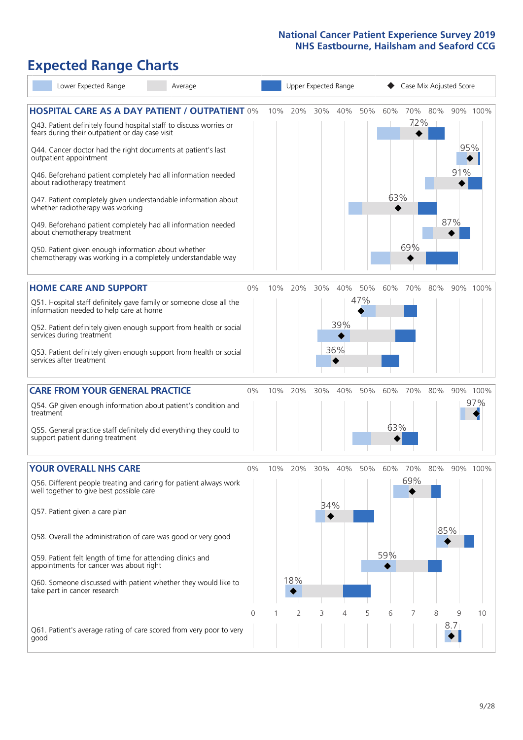National Cancer Patient Experience Survey 2019
NHS Eastbourne, Hailsham and Seaford CCG

# Expected Range Charts

Lower Expected Range | Average | Upper Expected Range | ◆ Case Mix Adjusted Score

## HOSPITAL CARE AS A DAY PATIENT / OUTPATIENT

| Question | Case Mix Adjusted Score |
|---|---|
| Q43. Patient definitely found hospital staff to discuss worries or fears during their outpatient or day case visit | 72% |
| Q44. Cancer doctor had the right documents at patient's last outpatient appointment | 95% |
| Q46. Beforehand patient completely had all information needed about radiotherapy treatment | 91% |
| Q47. Patient completely given understandable information about whether radiotherapy was working | 63% |
| Q49. Beforehand patient completely had all information needed about chemotherapy treatment | 87% |
| Q50. Patient given enough information about whether chemotherapy was working in a completely understandable way | 69% |

## HOME CARE AND SUPPORT

| Question | Case Mix Adjusted Score |
|---|---|
| Q51. Hospital staff definitely gave family or someone close all the information needed to help care at home | 47% |
| Q52. Patient definitely given enough support from health or social services during treatment | 39% |
| Q53. Patient definitely given enough support from health or social services after treatment | 36% |

## CARE FROM YOUR GENERAL PRACTICE

| Question | Case Mix Adjusted Score |
|---|---|
| Q54. GP given enough information about patient's condition and treatment | 97% |
| Q55. General practice staff definitely did everything they could to support patient during treatment | 63% |

## YOUR OVERALL NHS CARE

| Question | Case Mix Adjusted Score |
|---|---|
| Q56. Different people treating and caring for patient always work well together to give best possible care | 69% |
| Q57. Patient given a care plan | 34% |
| Q58. Overall the administration of care was good or very good | 85% |
| Q59. Patient felt length of time for attending clinics and appointments for cancer was about right | 59% |
| Q60. Someone discussed with patient whether they would like to take part in cancer research | 18% |
| Q61. Patient's average rating of care scored from very poor to very good (scale 0–10) | 8.7 |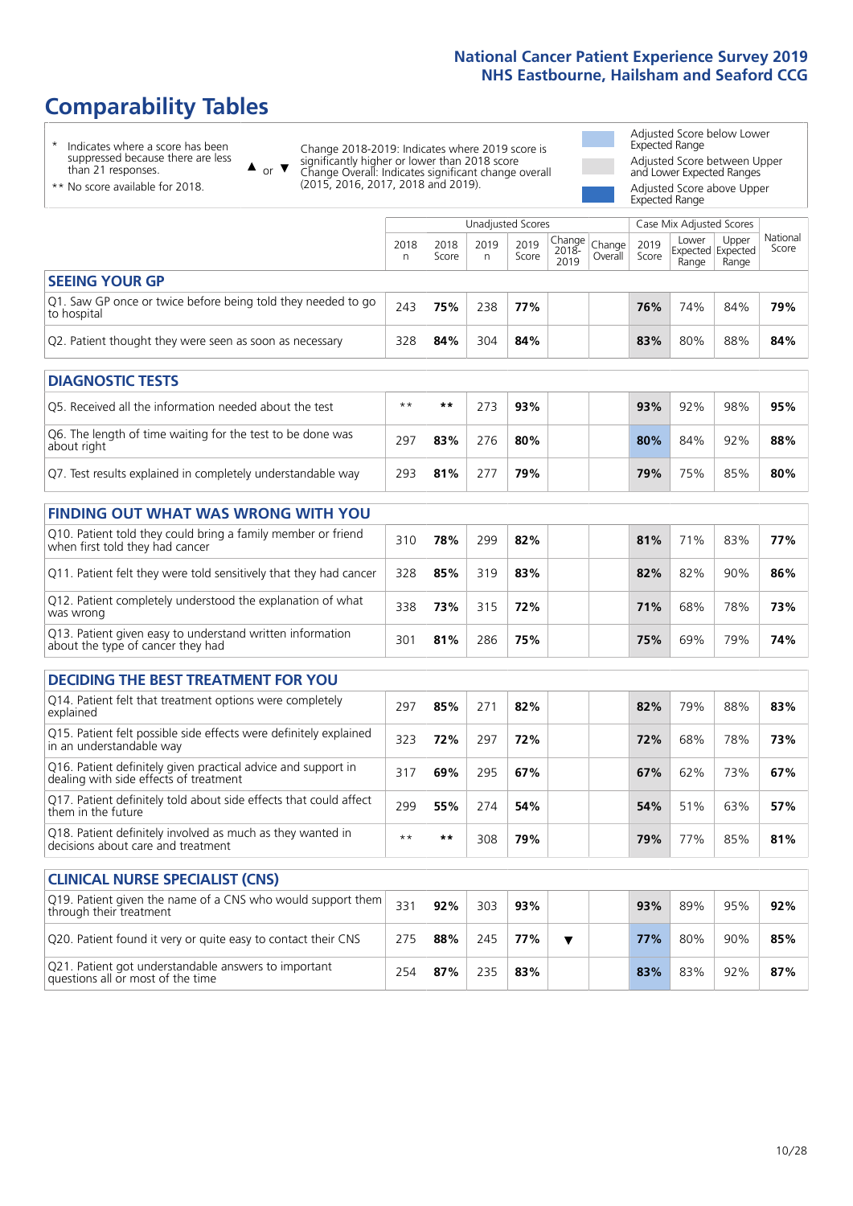# Comparability Tables

\* Indicates where a score has been suppressed because there are less than 21 responses.

** No score available for 2018.

▲ or ▼ Change 2018-2019: Indicates where 2019 score is significantly higher or lower than 2018 score. Change Overall: Indicates significant change overall (2015, 2016, 2017, 2018 and 2019).

Adjusted Score below Lower Expected Range

Adjusted Score between Upper and Lower Expected Ranges

Adjusted Score above Upper Expected Range

| | Unadjusted Scores | | | | | | Case Mix Adjusted Scores | | | |
|---|---|---|---|---|---|---|---|---|---|---|
| | 2018 n | 2018 Score | 2019 n | 2019 Score | Change 2018-2019 | Change Overall | 2019 Score | Lower Expected Range | Upper Expected Range | National Score |
| **SEEING YOUR GP** | | | | | | | | | | |
| Q1. Saw GP once or twice before being told they needed to go to hospital | 243 | **75%** | 238 | **77%** | | | **76%** | 74% | 84% | **79%** |
| Q2. Patient thought they were seen as soon as necessary | 328 | **84%** | 304 | **84%** | | | **83%** | 80% | 88% | **84%** |
| **DIAGNOSTIC TESTS** | | | | | | | | | | |
| Q5. Received all the information needed about the test | ** | ** | 273 | **93%** | | | **93%** | 92% | 98% | **95%** |
| Q6. The length of time waiting for the test to be done was about right | 297 | **83%** | 276 | **80%** | | | **80%** | 84% | 92% | **88%** |
| Q7. Test results explained in completely understandable way | 293 | **81%** | 277 | **79%** | | | **79%** | 75% | 85% | **80%** |
| **FINDING OUT WHAT WAS WRONG WITH YOU** | | | | | | | | | | |
| Q10. Patient told they could bring a family member or friend when first told they had cancer | 310 | **78%** | 299 | **82%** | | | **81%** | 71% | 83% | **77%** |
| Q11. Patient felt they were told sensitively that they had cancer | 328 | **85%** | 319 | **83%** | | | **82%** | 82% | 90% | **86%** |
| Q12. Patient completely understood the explanation of what was wrong | 338 | **73%** | 315 | **72%** | | | **71%** | 68% | 78% | **73%** |
| Q13. Patient given easy to understand written information about the type of cancer they had | 301 | **81%** | 286 | **75%** | | | **75%** | 69% | 79% | **74%** |
| **DECIDING THE BEST TREATMENT FOR YOU** | | | | | | | | | | |
| Q14. Patient felt that treatment options were completely explained | 297 | **85%** | 271 | **82%** | | | **82%** | 79% | 88% | **83%** |
| Q15. Patient felt possible side effects were definitely explained in an understandable way | 323 | **72%** | 297 | **72%** | | | **72%** | 68% | 78% | **73%** |
| Q16. Patient definitely given practical advice and support in dealing with side effects of treatment | 317 | **69%** | 295 | **67%** | | | **67%** | 62% | 73% | **67%** |
| Q17. Patient definitely told about side effects that could affect them in the future | 299 | **55%** | 274 | **54%** | | | **54%** | 51% | 63% | **57%** |
| Q18. Patient definitely involved as much as they wanted in decisions about care and treatment | ** | ** | 308 | **79%** | | | **79%** | 77% | 85% | **81%** |
| **CLINICAL NURSE SPECIALIST (CNS)** | | | | | | | | | | |
| Q19. Patient given the name of a CNS who would support them through their treatment | 331 | **92%** | 303 | **93%** | | | **93%** | 89% | 95% | **92%** |
| Q20. Patient found it very or quite easy to contact their CNS | 275 | **88%** | 245 | **77%** | ▼ | | **77%** | 80% | 90% | **85%** |
| Q21. Patient got understandable answers to important questions all or most of the time | 254 | **87%** | 235 | **83%** | | | **83%** | 83% | 92% | **87%** |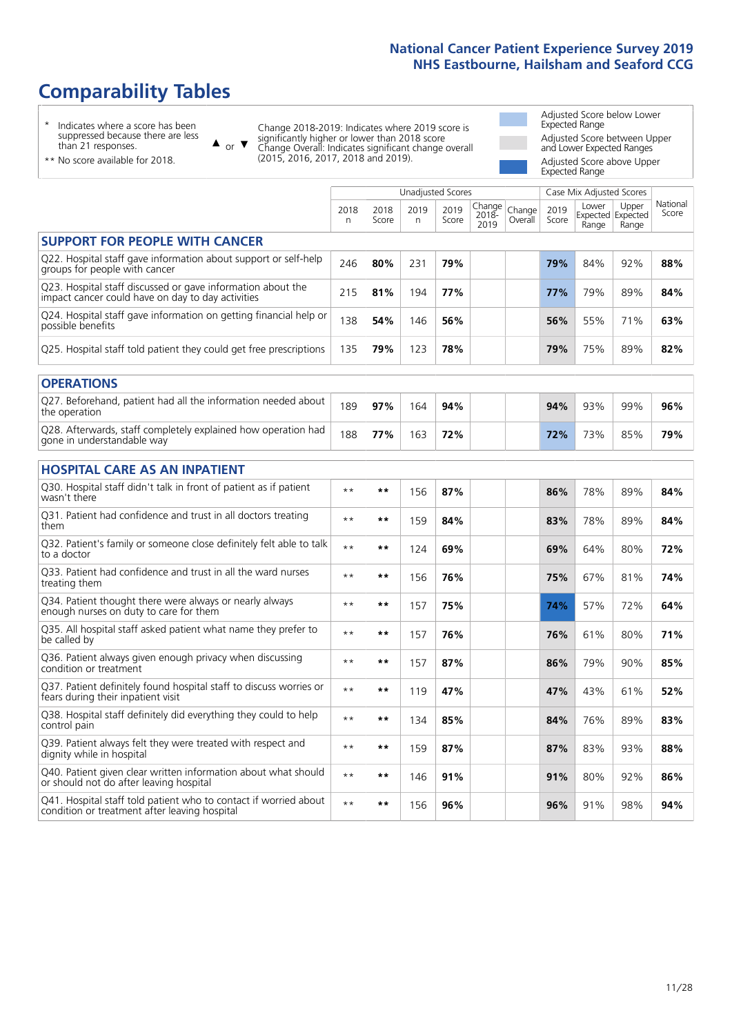# Comparability Tables

- \* Indicates where a score has been suppressed because there are less than 21 responses.
- \*\* No score available for 2018.

▲ or ▼ Change 2018-2019: Indicates where 2019 score is significantly higher or lower than 2018 score. Change Overall: Indicates significant change overall (2015, 2016, 2017, 2018 and 2019).

- Adjusted Score below Lower Expected Range
- Adjusted Score between Upper and Lower Expected Ranges
- Adjusted Score above Upper Expected Range

| | Unadjusted Scores | | | | | | Case Mix Adjusted Scores | | | |
|---|---|---|---|---|---|---|---|---|---|---|
| | 2018 n | 2018 Score | 2019 n | 2019 Score | Change 2018-2019 | Change Overall | 2019 Score | Lower Expected Range | Upper Expected Range | National Score |
| **SUPPORT FOR PEOPLE WITH CANCER** | | | | | | | | | | |
| Q22. Hospital staff gave information about support or self-help groups for people with cancer | 246 | **80%** | 231 | **79%** | | | **79%** | 84% | 92% | **88%** |
| Q23. Hospital staff discussed or gave information about the impact cancer could have on day to day activities | 215 | **81%** | 194 | **77%** | | | **77%** | 79% | 89% | **84%** |
| Q24. Hospital staff gave information on getting financial help or possible benefits | 138 | **54%** | 146 | **56%** | | | **56%** | 55% | 71% | **63%** |
| Q25. Hospital staff told patient they could get free prescriptions | 135 | **79%** | 123 | **78%** | | | **79%** | 75% | 89% | **82%** |
| **OPERATIONS** | | | | | | | | | | |
| Q27. Beforehand, patient had all the information needed about the operation | 189 | **97%** | 164 | **94%** | | | **94%** | 93% | 99% | **96%** |
| Q28. Afterwards, staff completely explained how operation had gone in understandable way | 188 | **77%** | 163 | **72%** | | | **72%** | 73% | 85% | **79%** |
| **HOSPITAL CARE AS AN INPATIENT** | | | | | | | | | | |
| Q30. Hospital staff didn't talk in front of patient as if patient wasn't there | ** | ** | 156 | **87%** | | | **86%** | 78% | 89% | **84%** |
| Q31. Patient had confidence and trust in all doctors treating them | ** | ** | 159 | **84%** | | | **83%** | 78% | 89% | **84%** |
| Q32. Patient's family or someone close definitely felt able to talk to a doctor | ** | ** | 124 | **69%** | | | **69%** | 64% | 80% | **72%** |
| Q33. Patient had confidence and trust in all the ward nurses treating them | ** | ** | 156 | **76%** | | | **75%** | 67% | 81% | **74%** |
| Q34. Patient thought there were always or nearly always enough nurses on duty to care for them | ** | ** | 157 | **75%** | | | **74%** | 57% | 72% | **64%** |
| Q35. All hospital staff asked patient what name they prefer to be called by | ** | ** | 157 | **76%** | | | **76%** | 61% | 80% | **71%** |
| Q36. Patient always given enough privacy when discussing condition or treatment | ** | ** | 157 | **87%** | | | **86%** | 79% | 90% | **85%** |
| Q37. Patient definitely found hospital staff to discuss worries or fears during their inpatient visit | ** | ** | 119 | **47%** | | | **47%** | 43% | 61% | **52%** |
| Q38. Hospital staff definitely did everything they could to help control pain | ** | ** | 134 | **85%** | | | **84%** | 76% | 89% | **83%** |
| Q39. Patient always felt they were treated with respect and dignity while in hospital | ** | ** | 159 | **87%** | | | **87%** | 83% | 93% | **88%** |
| Q40. Patient given clear written information about what should or should not do after leaving hospital | ** | ** | 146 | **91%** | | | **91%** | 80% | 92% | **86%** |
| Q41. Hospital staff told patient who to contact if worried about condition or treatment after leaving hospital | ** | ** | 156 | **96%** | | | **96%** | 91% | 98% | **94%** |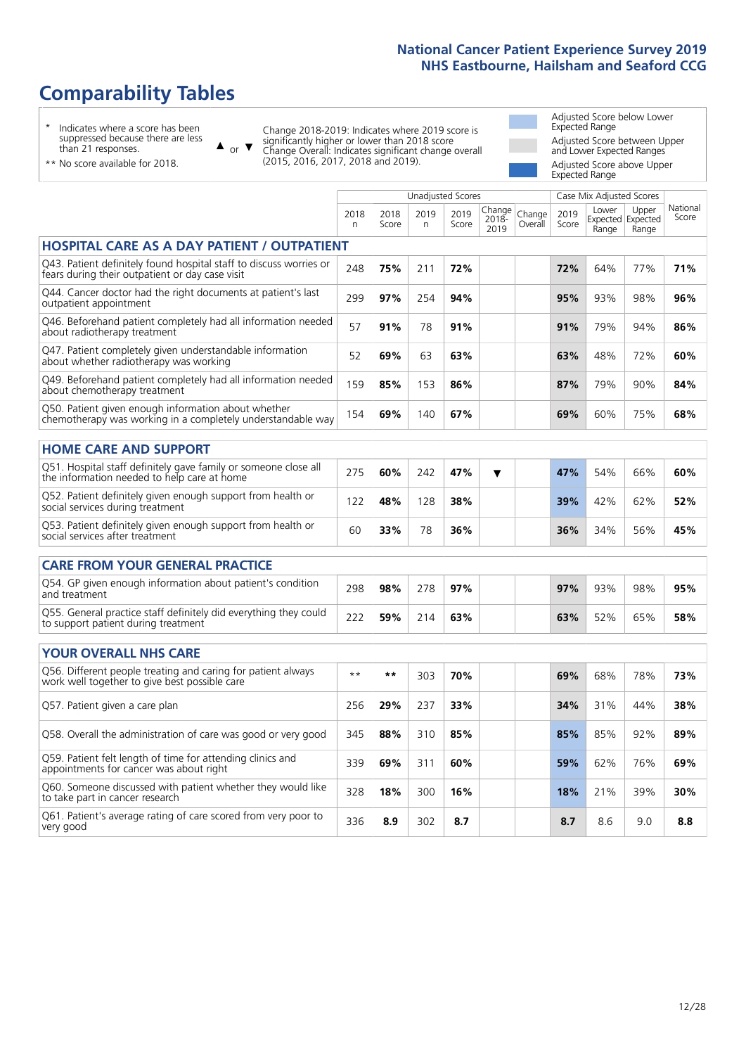# Comparability Tables

- \* Indicates where a score has been suppressed because there are less than 21 responses.
- \*\* No score available for 2018.

▲ or ▼ Change 2018-2019: Indicates where 2019 score is significantly higher or lower than 2018 score. Change Overall: Indicates significant change overall (2015, 2016, 2017, 2018 and 2019).

- Adjusted Score below Lower Expected Range
- Adjusted Score between Upper and Lower Expected Ranges
- Adjusted Score above Upper Expected Range

| | Unadjusted Scores | | | | | | Case Mix Adjusted Scores | | | |
|---|---|---|---|---|---|---|---|---|---|---|
| | 2018 n | 2018 Score | 2019 n | 2019 Score | Change 2018-2019 | Change Overall | 2019 Score | Lower Expected Range | Upper Expected Range | National Score |
| **HOSPITAL CARE AS A DAY PATIENT / OUTPATIENT** | | | | | | | | | | |
| Q43. Patient definitely found hospital staff to discuss worries or fears during their outpatient or day case visit | 248 | **75%** | 211 | **72%** | | | **72%** | 64% | 77% | **71%** |
| Q44. Cancer doctor had the right documents at patient's last outpatient appointment | 299 | **97%** | 254 | **94%** | | | **95%** | 93% | 98% | **96%** |
| Q46. Beforehand patient completely had all information needed about radiotherapy treatment | 57 | **91%** | 78 | **91%** | | | **91%** | 79% | 94% | **86%** |
| Q47. Patient completely given understandable information about whether radiotherapy was working | 52 | **69%** | 63 | **63%** | | | **63%** | 48% | 72% | **60%** |
| Q49. Beforehand patient completely had all information needed about chemotherapy treatment | 159 | **85%** | 153 | **86%** | | | **87%** | 79% | 90% | **84%** |
| Q50. Patient given enough information about whether chemotherapy was working in a completely understandable way | 154 | **69%** | 140 | **67%** | | | **69%** | 60% | 75% | **68%** |
| **HOME CARE AND SUPPORT** | | | | | | | | | | |
| Q51. Hospital staff definitely gave family or someone close all the information needed to help care at home | 275 | **60%** | 242 | **47%** | ▼ | | **47%** | 54% | 66% | **60%** |
| Q52. Patient definitely given enough support from health or social services during treatment | 122 | **48%** | 128 | **38%** | | | **39%** | 42% | 62% | **52%** |
| Q53. Patient definitely given enough support from health or social services after treatment | 60 | **33%** | 78 | **36%** | | | **36%** | 34% | 56% | **45%** |
| **CARE FROM YOUR GENERAL PRACTICE** | | | | | | | | | | |
| Q54. GP given enough information about patient's condition and treatment | 298 | **98%** | 278 | **97%** | | | **97%** | 93% | 98% | **95%** |
| Q55. General practice staff definitely did everything they could to support patient during treatment | 222 | **59%** | 214 | **63%** | | | **63%** | 52% | 65% | **58%** |
| **YOUR OVERALL NHS CARE** | | | | | | | | | | |
| Q56. Different people treating and caring for patient always work well together to give best possible care | ** | ** | 303 | **70%** | | | **69%** | 68% | 78% | **73%** |
| Q57. Patient given a care plan | 256 | **29%** | 237 | **33%** | | | **34%** | 31% | 44% | **38%** |
| Q58. Overall the administration of care was good or very good | 345 | **88%** | 310 | **85%** | | | **85%** | 85% | 92% | **89%** |
| Q59. Patient felt length of time for attending clinics and appointments for cancer was about right | 339 | **69%** | 311 | **60%** | | | **59%** | 62% | 76% | **69%** |
| Q60. Someone discussed with patient whether they would like to take part in cancer research | 328 | **18%** | 300 | **16%** | | | **18%** | 21% | 39% | **30%** |
| Q61. Patient's average rating of care scored from very poor to very good | 336 | **8.9** | 302 | **8.7** | | | **8.7** | 8.6 | 9.0 | **8.8** |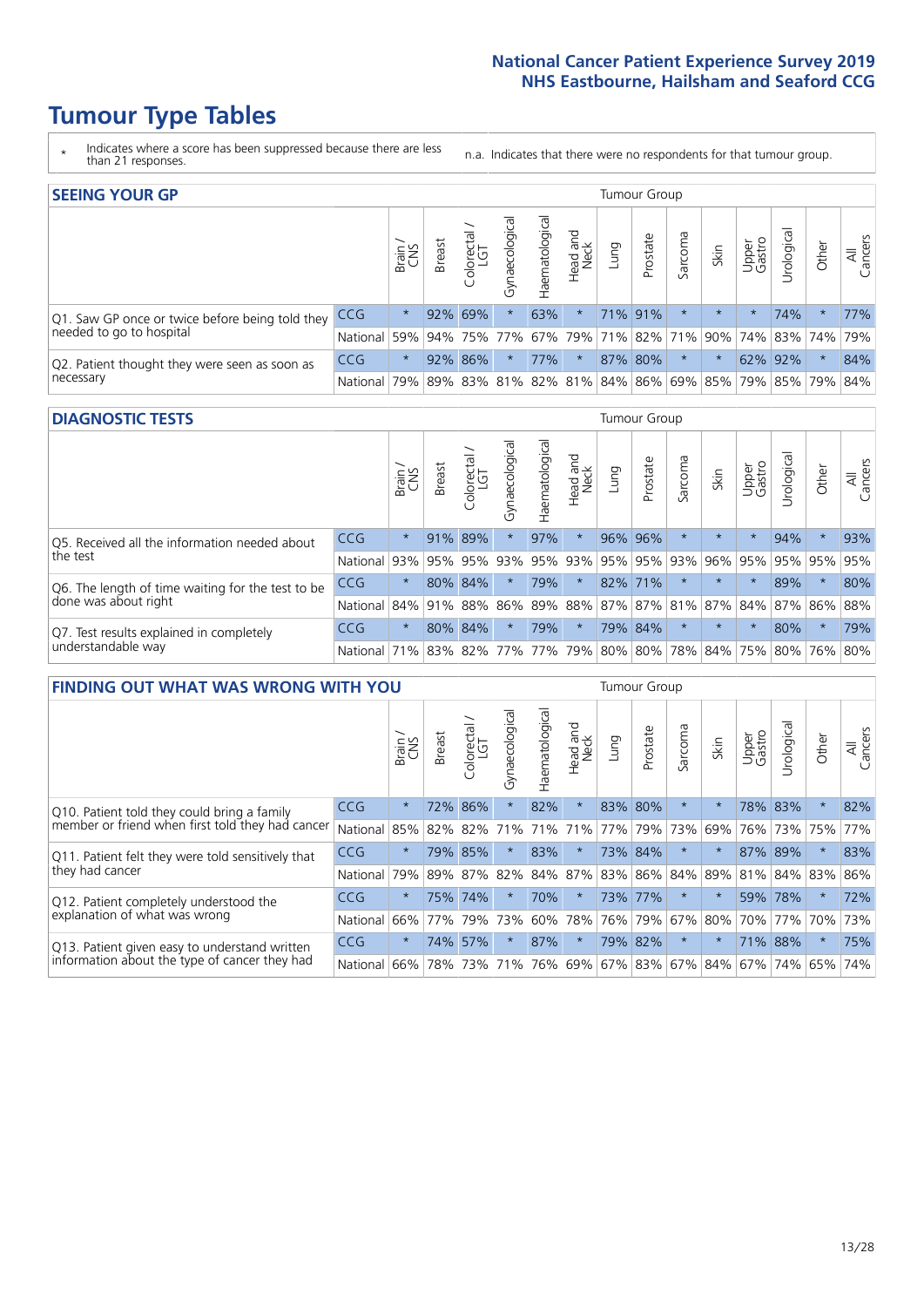# Tumour Type Tables

\* Indicates where a score has been suppressed because there are less than 21 responses.

n.a. Indicates that there were no respondents for that tumour group.

## SEEING YOUR GP

| | | Brain / CNS | Breast | Colorectal / LGT | Gynaecological | Haematological | Head and Neck | Lung | Prostate | Sarcoma | Skin | Upper Gastro | Urological | Other | All Cancers |
|---|---|---|---|---|---|---|---|---|---|---|---|---|---|---|---|
| Q1. Saw GP once or twice before being told they needed to go to hospital | CCG | * | 92% | 69% | * | 63% | * | 71% | 91% | * | * | * | 74% | * | 77% |
| | National | 59% | 94% | 75% | 77% | 67% | 79% | 71% | 82% | 71% | 90% | 74% | 83% | 74% | 79% |
| Q2. Patient thought they were seen as soon as necessary | CCG | * | 92% | 86% | * | 77% | * | 87% | 80% | * | * | 62% | 92% | * | 84% |
| | National | 79% | 89% | 83% | 81% | 82% | 81% | 84% | 86% | 69% | 85% | 79% | 85% | 79% | 84% |

## DIAGNOSTIC TESTS

| | | Brain / CNS | Breast | Colorectal / LGT | Gynaecological | Haematological | Head and Neck | Lung | Prostate | Sarcoma | Skin | Upper Gastro | Urological | Other | All Cancers |
|---|---|---|---|---|---|---|---|---|---|---|---|---|---|---|---|
| Q5. Received all the information needed about the test | CCG | * | 91% | 89% | * | 97% | * | 96% | 96% | * | * | * | 94% | * | 93% |
| | National | 93% | 95% | 95% | 93% | 95% | 93% | 95% | 95% | 93% | 96% | 95% | 95% | 95% | 95% |
| Q6. The length of time waiting for the test to be done was about right | CCG | * | 80% | 84% | * | 79% | * | 82% | 71% | * | * | * | 89% | * | 80% |
| | National | 84% | 91% | 88% | 86% | 89% | 88% | 87% | 87% | 81% | 87% | 84% | 87% | 86% | 88% |
| Q7. Test results explained in completely understandable way | CCG | * | 80% | 84% | * | 79% | * | 79% | 84% | * | * | * | 80% | * | 79% |
| | National | 71% | 83% | 82% | 77% | 77% | 79% | 80% | 80% | 78% | 84% | 75% | 80% | 76% | 80% |

## FINDING OUT WHAT WAS WRONG WITH YOU

| | | Brain / CNS | Breast | Colorectal / LGT | Gynaecological | Haematological | Head and Neck | Lung | Prostate | Sarcoma | Skin | Upper Gastro | Urological | Other | All Cancers |
|---|---|---|---|---|---|---|---|---|---|---|---|---|---|---|---|
| Q10. Patient told they could bring a family member or friend when first told they had cancer | CCG | * | 72% | 86% | * | 82% | * | 83% | 80% | * | * | 78% | 83% | * | 82% |
| | National | 85% | 82% | 82% | 71% | 71% | 71% | 77% | 79% | 73% | 69% | 76% | 73% | 75% | 77% |
| Q11. Patient felt they were told sensitively that they had cancer | CCG | * | 79% | 85% | * | 83% | * | 73% | 84% | * | * | 87% | 89% | * | 83% |
| | National | 79% | 89% | 87% | 82% | 84% | 87% | 83% | 86% | 84% | 89% | 81% | 84% | 83% | 86% |
| Q12. Patient completely understood the explanation of what was wrong | CCG | * | 75% | 74% | * | 70% | * | 73% | 77% | * | * | 59% | 78% | * | 72% |
| | National | 66% | 77% | 79% | 73% | 60% | 78% | 76% | 79% | 67% | 80% | 70% | 77% | 70% | 73% |
| Q13. Patient given easy to understand written information about the type of cancer they had | CCG | * | 74% | 57% | * | 87% | * | 79% | 82% | * | * | 71% | 88% | * | 75% |
| | National | 66% | 78% | 73% | 71% | 76% | 69% | 67% | 83% | 67% | 84% | 67% | 74% | 65% | 74% |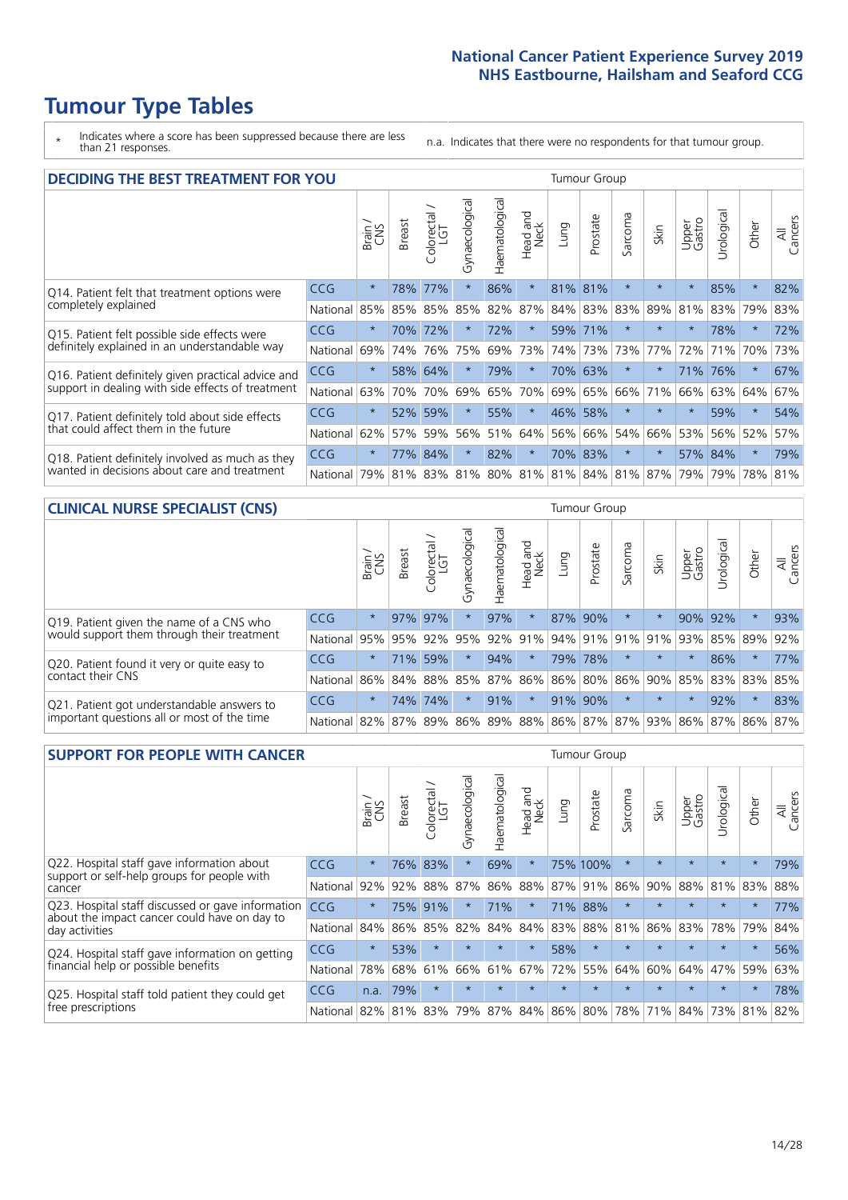# Tumour Type Tables

\* Indicates where a score has been suppressed because there are less than 21 responses.

n.a. Indicates that there were no respondents for that tumour group.

## DECIDING THE BEST TREATMENT FOR YOU

| | | Brain / CNS | Breast | Colorectal / LGT | Gynaecological | Haematological | Head and Neck | Lung | Prostate | Sarcoma | Skin | Upper Gastro | Urological | Other | All Cancers |
|---|---|---|---|---|---|---|---|---|---|---|---|---|---|---|---|
| Q14. Patient felt that treatment options were completely explained | CCG | * | 78% | 77% | * | 86% | * | 81% | 81% | * | * | * | 85% | * | 82% |
| | National | 85% | 85% | 85% | 85% | 82% | 87% | 84% | 83% | 83% | 89% | 81% | 83% | 79% | 83% |
| Q15. Patient felt possible side effects were definitely explained in an understandable way | CCG | * | 70% | 72% | * | 72% | * | 59% | 71% | * | * | * | 78% | * | 72% |
| | National | 69% | 74% | 76% | 75% | 69% | 73% | 74% | 73% | 73% | 77% | 72% | 71% | 70% | 73% |
| Q16. Patient definitely given practical advice and support in dealing with side effects of treatment | CCG | * | 58% | 64% | * | 79% | * | 70% | 63% | * | * | 71% | 76% | * | 67% |
| | National | 63% | 70% | 70% | 69% | 65% | 70% | 69% | 65% | 66% | 71% | 66% | 63% | 64% | 67% |
| Q17. Patient definitely told about side effects that could affect them in the future | CCG | * | 52% | 59% | * | 55% | * | 46% | 58% | * | * | * | 59% | * | 54% |
| | National | 62% | 57% | 59% | 56% | 51% | 64% | 56% | 66% | 54% | 66% | 53% | 56% | 52% | 57% |
| Q18. Patient definitely involved as much as they wanted in decisions about care and treatment | CCG | * | 77% | 84% | * | 82% | * | 70% | 83% | * | * | 57% | 84% | * | 79% |
| | National | 79% | 81% | 83% | 81% | 80% | 81% | 81% | 84% | 81% | 87% | 79% | 79% | 78% | 81% |

## CLINICAL NURSE SPECIALIST (CNS)

| | | Brain / CNS | Breast | Colorectal / LGT | Gynaecological | Haematological | Head and Neck | Lung | Prostate | Sarcoma | Skin | Upper Gastro | Urological | Other | All Cancers |
|---|---|---|---|---|---|---|---|---|---|---|---|---|---|---|---|
| Q19. Patient given the name of a CNS who would support them through their treatment | CCG | * | 97% | 97% | * | 97% | * | 87% | 90% | * | * | 90% | 92% | * | 93% |
| | National | 95% | 95% | 92% | 95% | 92% | 91% | 94% | 91% | 91% | 91% | 93% | 85% | 89% | 92% |
| Q20. Patient found it very or quite easy to contact their CNS | CCG | * | 71% | 59% | * | 94% | * | 79% | 78% | * | * | * | 86% | * | 77% |
| | National | 86% | 84% | 88% | 85% | 87% | 86% | 86% | 80% | 86% | 90% | 85% | 83% | 83% | 85% |
| Q21. Patient got understandable answers to important questions all or most of the time | CCG | * | 74% | 74% | * | 91% | * | 91% | 90% | * | * | * | 92% | * | 83% |
| | National | 82% | 87% | 89% | 86% | 89% | 88% | 86% | 87% | 87% | 93% | 86% | 87% | 86% | 87% |

## SUPPORT FOR PEOPLE WITH CANCER

| | | Brain / CNS | Breast | Colorectal / LGT | Gynaecological | Haematological | Head and Neck | Lung | Prostate | Sarcoma | Skin | Upper Gastro | Urological | Other | All Cancers |
|---|---|---|---|---|---|---|---|---|---|---|---|---|---|---|---|
| Q22. Hospital staff gave information about support or self-help groups for people with cancer | CCG | * | 76% | 83% | * | 69% | * | 75% | 100% | * | * | * | * | * | 79% |
| | National | 92% | 92% | 88% | 87% | 86% | 88% | 87% | 91% | 86% | 90% | 88% | 81% | 83% | 88% |
| Q23. Hospital staff discussed or gave information about the impact cancer could have on day to day activities | CCG | * | 75% | 91% | * | 71% | * | 71% | 88% | * | * | * | * | * | 77% |
| | National | 84% | 86% | 85% | 82% | 84% | 84% | 83% | 88% | 81% | 86% | 83% | 78% | 79% | 84% |
| Q24. Hospital staff gave information on getting financial help or possible benefits | CCG | * | 53% | * | * | * | * | 58% | * | * | * | * | * | * | 56% |
| | National | 78% | 68% | 61% | 66% | 61% | 67% | 72% | 55% | 64% | 60% | 64% | 47% | 59% | 63% |
| Q25. Hospital staff told patient they could get free prescriptions | CCG | n.a. | 79% | * | * | * | * | * | * | * | * | * | * | * | 78% |
| | National | 82% | 81% | 83% | 79% | 87% | 84% | 86% | 80% | 78% | 71% | 84% | 73% | 81% | 82% |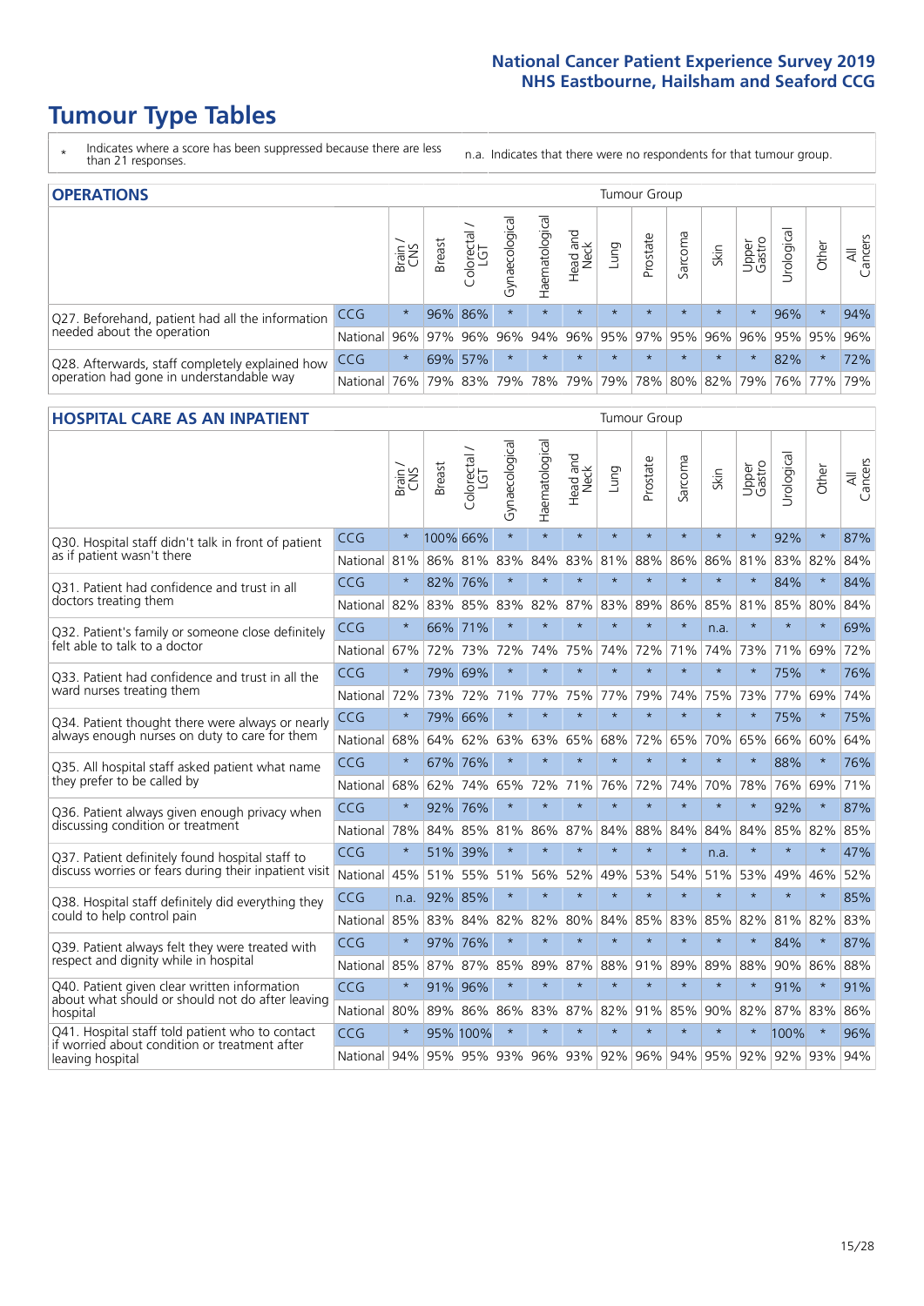# Tumour Type Tables

\* Indicates where a score has been suppressed because there are less than 21 responses.

n.a. Indicates that there were no respondents for that tumour group.

## OPERATIONS

| | | Brain / CNS | Breast | Colorectal / LGT | Gynaecological | Haematological | Head and Neck | Lung | Prostate | Sarcoma | Skin | Upper Gastro | Urological | Other | All Cancers |
|---|---|---|---|---|---|---|---|---|---|---|---|---|---|---|---|
| Q27. Beforehand, patient had all the information needed about the operation | CCG | * | 96% | 86% | * | * | * | * | * | * | * | * | 96% | * | 94% |
| | National | 96% | 97% | 96% | 96% | 94% | 96% | 95% | 97% | 95% | 96% | 96% | 95% | 95% | 96% |
| Q28. Afterwards, staff completely explained how operation had gone in understandable way | CCG | * | 69% | 57% | * | * | * | * | * | * | * | * | 82% | * | 72% |
| | National | 76% | 79% | 83% | 79% | 78% | 79% | 79% | 78% | 80% | 82% | 79% | 76% | 77% | 79% |

## HOSPITAL CARE AS AN INPATIENT

| | | Brain / CNS | Breast | Colorectal / LGT | Gynaecological | Haematological | Head and Neck | Lung | Prostate | Sarcoma | Skin | Upper Gastro | Urological | Other | All Cancers |
|---|---|---|---|---|---|---|---|---|---|---|---|---|---|---|---|
| Q30. Hospital staff didn't talk in front of patient as if patient wasn't there | CCG | * | 100% | 66% | * | * | * | * | * | * | * | * | 92% | * | 87% |
| | National | 81% | 86% | 81% | 83% | 84% | 83% | 81% | 88% | 86% | 86% | 81% | 83% | 82% | 84% |
| Q31. Patient had confidence and trust in all doctors treating them | CCG | * | 82% | 76% | * | * | * | * | * | * | * | * | 84% | * | 84% |
| | National | 82% | 83% | 85% | 83% | 82% | 87% | 83% | 89% | 86% | 85% | 81% | 85% | 80% | 84% |
| Q32. Patient's family or someone close definitely felt able to talk to a doctor | CCG | * | 66% | 71% | * | * | * | * | * | * | n.a. | * | * | * | 69% |
| | National | 67% | 72% | 73% | 72% | 74% | 75% | 74% | 72% | 71% | 74% | 73% | 71% | 69% | 72% |
| Q33. Patient had confidence and trust in all the ward nurses treating them | CCG | * | 79% | 69% | * | * | * | * | * | * | * | * | 75% | * | 76% |
| | National | 72% | 73% | 72% | 71% | 77% | 75% | 77% | 79% | 74% | 75% | 73% | 77% | 69% | 74% |
| Q34. Patient thought there were always or nearly always enough nurses on duty to care for them | CCG | * | 79% | 66% | * | * | * | * | * | * | * | * | 75% | * | 75% |
| | National | 68% | 64% | 62% | 63% | 63% | 65% | 68% | 72% | 65% | 70% | 65% | 66% | 60% | 64% |
| Q35. All hospital staff asked patient what name they prefer to be called by | CCG | * | 67% | 76% | * | * | * | * | * | * | * | * | 88% | * | 76% |
| | National | 68% | 62% | 74% | 65% | 72% | 71% | 76% | 72% | 74% | 70% | 78% | 76% | 69% | 71% |
| Q36. Patient always given enough privacy when discussing condition or treatment | CCG | * | 92% | 76% | * | * | * | * | * | * | * | * | 92% | * | 87% |
| | National | 78% | 84% | 85% | 81% | 86% | 87% | 84% | 88% | 84% | 84% | 84% | 85% | 82% | 85% |
| Q37. Patient definitely found hospital staff to discuss worries or fears during their inpatient visit | CCG | * | 51% | 39% | * | * | * | * | * | * | n.a. | * | * | * | 47% |
| | National | 45% | 51% | 55% | 51% | 56% | 52% | 49% | 53% | 54% | 51% | 53% | 49% | 46% | 52% |
| Q38. Hospital staff definitely did everything they could to help control pain | CCG | n.a. | 92% | 85% | * | * | * | * | * | * | * | * | * | * | 85% |
| | National | 85% | 83% | 84% | 82% | 82% | 80% | 84% | 85% | 83% | 85% | 82% | 81% | 82% | 83% |
| Q39. Patient always felt they were treated with respect and dignity while in hospital | CCG | * | 97% | 76% | * | * | * | * | * | * | * | * | 84% | * | 87% |
| | National | 85% | 87% | 87% | 85% | 89% | 87% | 88% | 91% | 89% | 89% | 88% | 90% | 86% | 88% |
| Q40. Patient given clear written information about what should or should not do after leaving hospital | CCG | * | 91% | 96% | * | * | * | * | * | * | * | * | 91% | * | 91% |
| | National | 80% | 89% | 86% | 86% | 83% | 87% | 82% | 91% | 85% | 90% | 82% | 87% | 83% | 86% |
| Q41. Hospital staff told patient who to contact if worried about condition or treatment after leaving hospital | CCG | * | 95% | 100% | * | * | * | * | * | * | * | * | 100% | * | 96% |
| | National | 94% | 95% | 95% | 93% | 96% | 93% | 92% | 96% | 94% | 95% | 92% | 92% | 93% | 94% |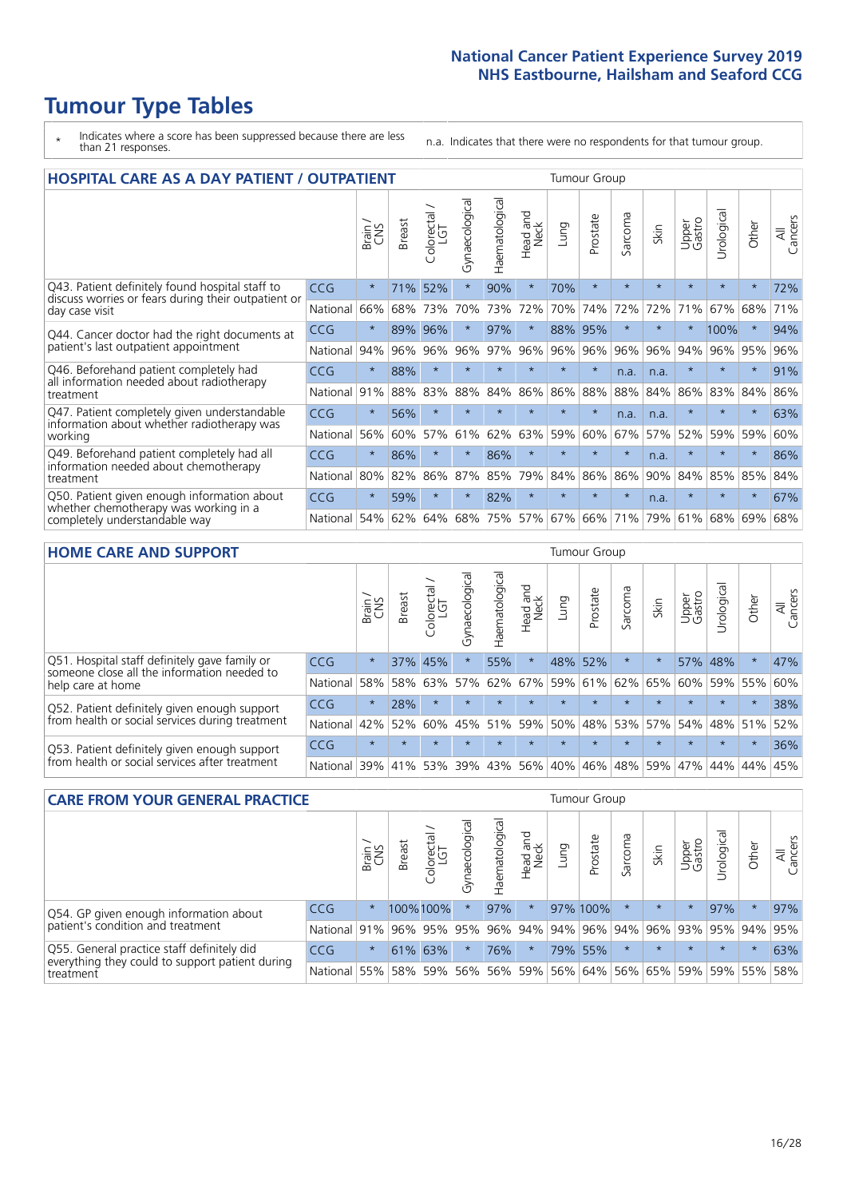# Tumour Type Tables

- \* Indicates where a score has been suppressed because there are less than 21 responses.
- n.a. Indicates that there were no respondents for that tumour group.

## HOSPITAL CARE AS A DAY PATIENT / OUTPATIENT

| | | Brain / CNS | Breast | Colorectal / LGT | Gynaecological | Haematological | Head and Neck | Lung | Prostate | Sarcoma | Skin | Upper Gastro | Urological | Other | All Cancers |
|---|---|---|---|---|---|---|---|---|---|---|---|---|---|---|---|
| Q43. Patient definitely found hospital staff to discuss worries or fears during their outpatient or day case visit | CCG | * | 71% | 52% | * | 90% | * | 70% | * | * | * | * | * | * | 72% |
| | National | 66% | 68% | 73% | 70% | 73% | 72% | 70% | 74% | 72% | 72% | 71% | 67% | 68% | 71% |
| Q44. Cancer doctor had the right documents at patient's last outpatient appointment | CCG | * | 89% | 96% | * | 97% | * | 88% | 95% | * | * | * | 100% | * | 94% |
| | National | 94% | 96% | 96% | 96% | 97% | 96% | 96% | 96% | 96% | 96% | 94% | 96% | 95% | 96% |
| Q46. Beforehand patient completely had all information needed about radiotherapy treatment | CCG | * | 88% | * | * | * | * | * | * | n.a. | n.a. | * | * | * | 91% |
| | National | 91% | 88% | 83% | 88% | 84% | 86% | 86% | 88% | 88% | 84% | 86% | 83% | 84% | 86% |
| Q47. Patient completely given understandable information about whether radiotherapy was working | CCG | * | 56% | * | * | * | * | * | * | n.a. | n.a. | * | * | * | 63% |
| | National | 56% | 60% | 57% | 61% | 62% | 63% | 59% | 60% | 67% | 57% | 52% | 59% | 59% | 60% |
| Q49. Beforehand patient completely had all information needed about chemotherapy treatment | CCG | * | 86% | * | * | 86% | * | * | * | * | n.a. | * | * | * | 86% |
| | National | 80% | 82% | 86% | 87% | 85% | 79% | 84% | 86% | 86% | 90% | 84% | 85% | 85% | 84% |
| Q50. Patient given enough information about whether chemotherapy was working in a completely understandable way | CCG | * | 59% | * | * | 82% | * | * | * | * | n.a. | * | * | * | 67% |
| | National | 54% | 62% | 64% | 68% | 75% | 57% | 67% | 66% | 71% | 79% | 61% | 68% | 69% | 68% |

## HOME CARE AND SUPPORT

| | | Brain / CNS | Breast | Colorectal / LGT | Gynaecological | Haematological | Head and Neck | Lung | Prostate | Sarcoma | Skin | Upper Gastro | Urological | Other | All Cancers |
|---|---|---|---|---|---|---|---|---|---|---|---|---|---|---|---|
| Q51. Hospital staff definitely gave family or someone close all the information needed to help care at home | CCG | * | 37% | 45% | * | 55% | * | 48% | 52% | * | * | 57% | 48% | * | 47% |
| | National | 58% | 58% | 63% | 57% | 62% | 67% | 59% | 61% | 62% | 65% | 60% | 59% | 55% | 60% |
| Q52. Patient definitely given enough support from health or social services during treatment | CCG | * | 28% | * | * | * | * | * | * | * | * | * | * | * | 38% |
| | National | 42% | 52% | 60% | 45% | 51% | 59% | 50% | 48% | 53% | 57% | 54% | 48% | 51% | 52% |
| Q53. Patient definitely given enough support from health or social services after treatment | CCG | * | * | * | * | * | * | * | * | * | * | * | * | * | 36% |
| | National | 39% | 41% | 53% | 39% | 43% | 56% | 40% | 46% | 48% | 59% | 47% | 44% | 44% | 45% |

## CARE FROM YOUR GENERAL PRACTICE

| | | Brain / CNS | Breast | Colorectal / LGT | Gynaecological | Haematological | Head and Neck | Lung | Prostate | Sarcoma | Skin | Upper Gastro | Urological | Other | All Cancers |
|---|---|---|---|---|---|---|---|---|---|---|---|---|---|---|---|
| Q54. GP given enough information about patient's condition and treatment | CCG | * | 100% | 100% | * | 97% | * | 97% | 100% | * | * | * | 97% | * | 97% |
| | National | 91% | 96% | 95% | 95% | 96% | 94% | 94% | 96% | 94% | 96% | 93% | 95% | 94% | 95% |
| Q55. General practice staff definitely did everything they could to support patient during treatment | CCG | * | 61% | 63% | * | 76% | * | 79% | 55% | * | * | * | * | * | 63% |
| | National | 55% | 58% | 59% | 56% | 56% | 59% | 56% | 64% | 56% | 65% | 59% | 59% | 55% | 58% |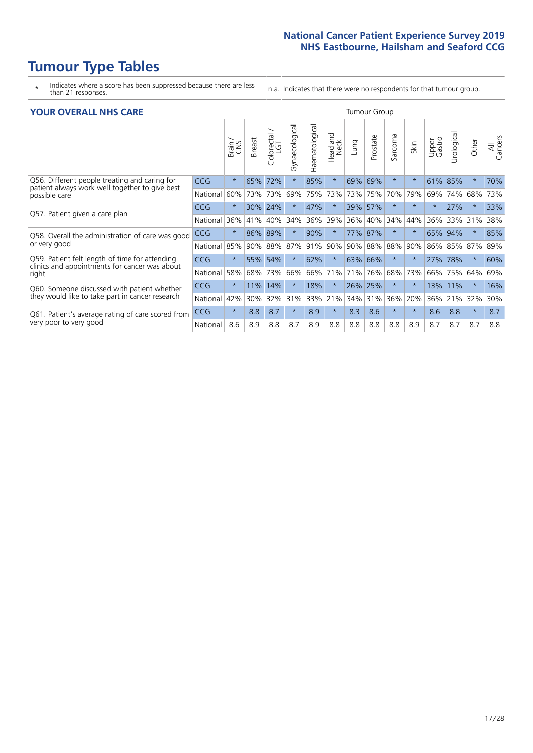# Tumour Type Tables

\* Indicates where a score has been suppressed because there are less than 21 responses.

n.a. Indicates that there were no respondents for that tumour group.

| YOUR OVERALL NHS CARE | | Tumour Group | | | | | | | | | | | | | | |
|---|---|---|---|---|---|---|---|---|---|---|---|---|---|---|---|---|
| | | Brain / CNS | Breast | Colorectal / LGT | Gynaecological | Haematological | Head and Neck | Lung | Prostate | Sarcoma | Skin | Upper Gastro | Urological | Other | All Cancers |
| Q56. Different people treating and caring for patient always work well together to give best possible care | CCG | * | 65% | 72% | * | 85% | * | 69% | 69% | * | * | 61% | 85% | * | 70% |
| | National | 60% | 73% | 73% | 69% | 75% | 73% | 73% | 75% | 70% | 79% | 69% | 74% | 68% | 73% |
| Q57. Patient given a care plan | CCG | * | 30% | 24% | * | 47% | * | 39% | 57% | * | * | * | 27% | * | 33% |
| | National | 36% | 41% | 40% | 34% | 36% | 39% | 36% | 40% | 34% | 44% | 36% | 33% | 31% | 38% |
| Q58. Overall the administration of care was good or very good | CCG | * | 86% | 89% | * | 90% | * | 77% | 87% | * | * | 65% | 94% | * | 85% |
| | National | 85% | 90% | 88% | 87% | 91% | 90% | 90% | 88% | 88% | 90% | 86% | 85% | 87% | 89% |
| Q59. Patient felt length of time for attending clinics and appointments for cancer was about right | CCG | * | 55% | 54% | * | 62% | * | 63% | 66% | * | * | 27% | 78% | * | 60% |
| | National | 58% | 68% | 73% | 66% | 66% | 71% | 71% | 76% | 68% | 73% | 66% | 75% | 64% | 69% |
| Q60. Someone discussed with patient whether they would like to take part in cancer research | CCG | * | 11% | 14% | * | 18% | * | 26% | 25% | * | * | 13% | 11% | * | 16% |
| | National | 42% | 30% | 32% | 31% | 33% | 21% | 34% | 31% | 36% | 20% | 36% | 21% | 32% | 30% |
| Q61. Patient's average rating of care scored from very poor to very good | CCG | * | 8.8 | 8.7 | * | 8.9 | * | 8.3 | 8.6 | * | * | 8.6 | 8.8 | * | 8.7 |
| | National | 8.6 | 8.9 | 8.8 | 8.7 | 8.9 | 8.8 | 8.8 | 8.8 | 8.8 | 8.9 | 8.7 | 8.7 | 8.7 | 8.8 |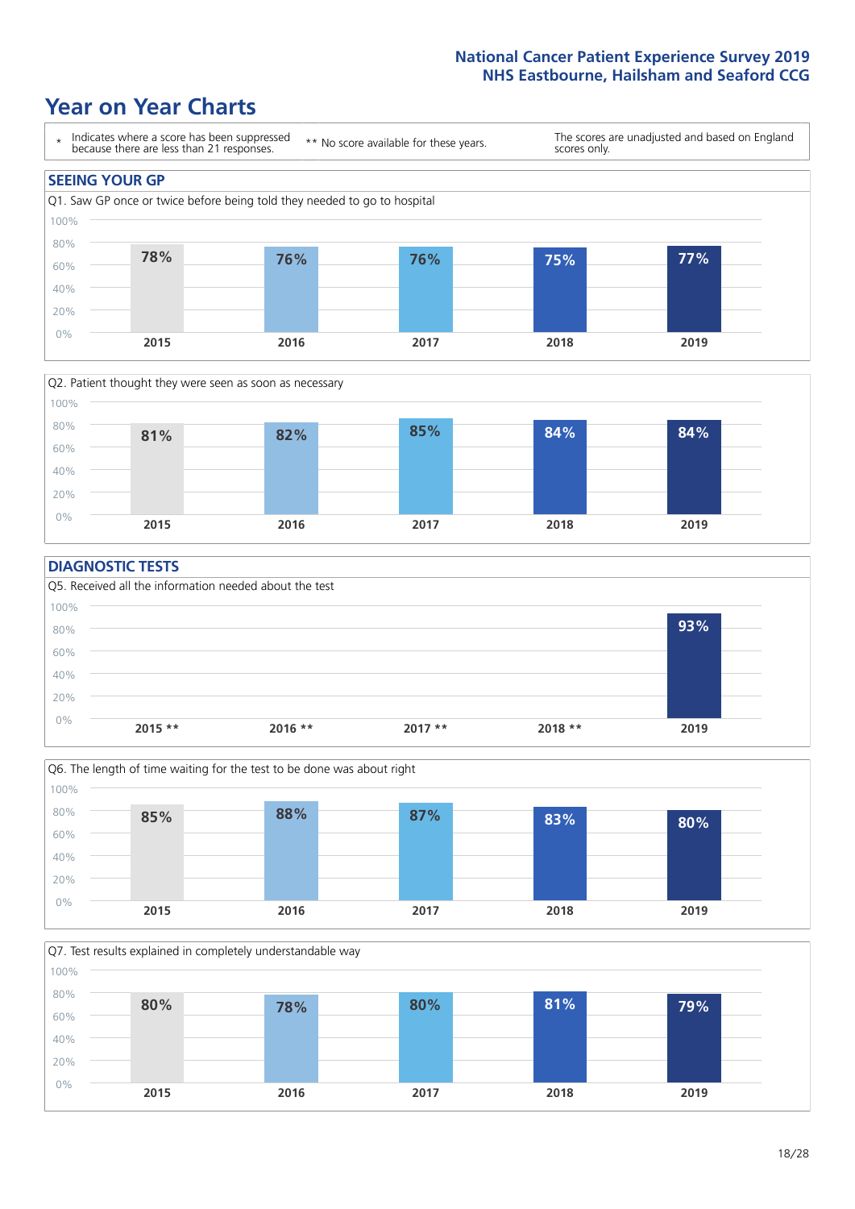National Cancer Patient Experience Survey 2019
NHS Eastbourne, Hailsham and Seaford CCG

# Year on Year Charts

| * Indicates where a score has been suppressed because there are less than 21 responses. | ** No score available for these years. | The scores are unadjusted and based on England scores only. |
|---|---|---|

## SEEING YOUR GP

Q1. Saw GP once or twice before being told they needed to go to hospital

| 2015 | 2016 | 2017 | 2018 | 2019 |
|---|---|---|---|---|
| 78% | 76% | 76% | 75% | 77% |

Q2. Patient thought they were seen as soon as necessary

| 2015 | 2016 | 2017 | 2018 | 2019 |
|---|---|---|---|---|
| 81% | 82% | 85% | 84% | 84% |

## DIAGNOSTIC TESTS

Q5. Received all the information needed about the test

| 2015 ** | 2016 ** | 2017 ** | 2018 ** | 2019 |
|---|---|---|---|---|
| | | | | 93% |

Q6. The length of time waiting for the test to be done was about right

| 2015 | 2016 | 2017 | 2018 | 2019 |
|---|---|---|---|---|
| 85% | 88% | 87% | 83% | 80% |

Q7. Test results explained in completely understandable way

| 2015 | 2016 | 2017 | 2018 | 2019 |
|---|---|---|---|---|
| 80% | 78% | 80% | 81% | 79% |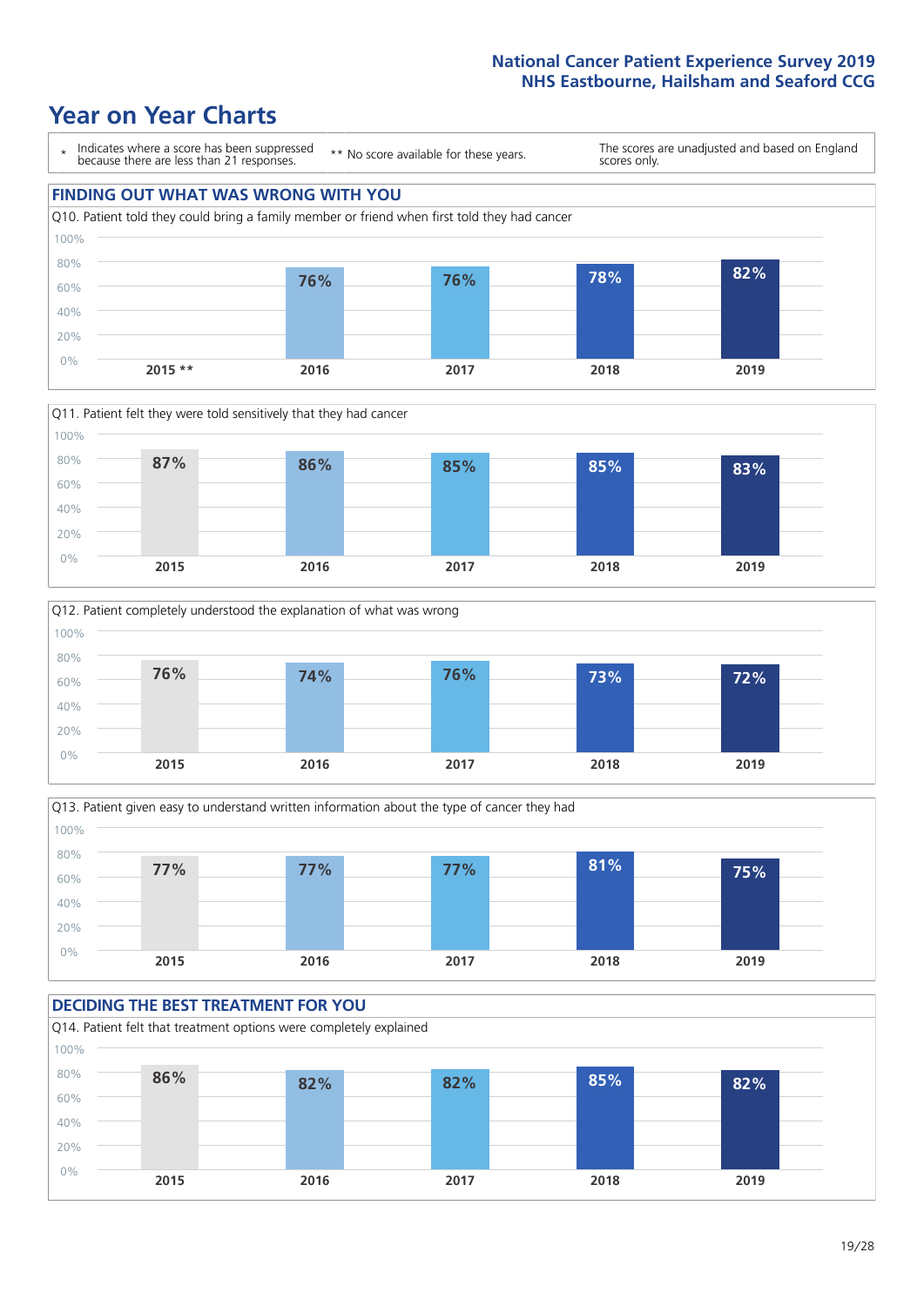# Year on Year Charts

\* Indicates where a score has been suppressed because there are less than 21 responses.

** No score available for these years.

The scores are unadjusted and based on England scores only.

## FINDING OUT WHAT WAS WRONG WITH YOU

Q10. Patient told they could bring a family member or friend when first told they had cancer

| 2015 ** | 2016 | 2017 | 2018 | 2019 |
|---|---|---|---|---|
| | 76% | 76% | 78% | 82% |

Q11. Patient felt they were told sensitively that they had cancer

| 2015 | 2016 | 2017 | 2018 | 2019 |
|---|---|---|---|---|
| 87% | 86% | 85% | 85% | 83% |

Q12. Patient completely understood the explanation of what was wrong

| 2015 | 2016 | 2017 | 2018 | 2019 |
|---|---|---|---|---|
| 76% | 74% | 76% | 73% | 72% |

Q13. Patient given easy to understand written information about the type of cancer they had

| 2015 | 2016 | 2017 | 2018 | 2019 |
|---|---|---|---|---|
| 77% | 77% | 77% | 81% | 75% |

## DECIDING THE BEST TREATMENT FOR YOU

Q14. Patient felt that treatment options were completely explained

| 2015 | 2016 | 2017 | 2018 | 2019 |
|---|---|---|---|---|
| 86% | 82% | 82% | 85% | 82% |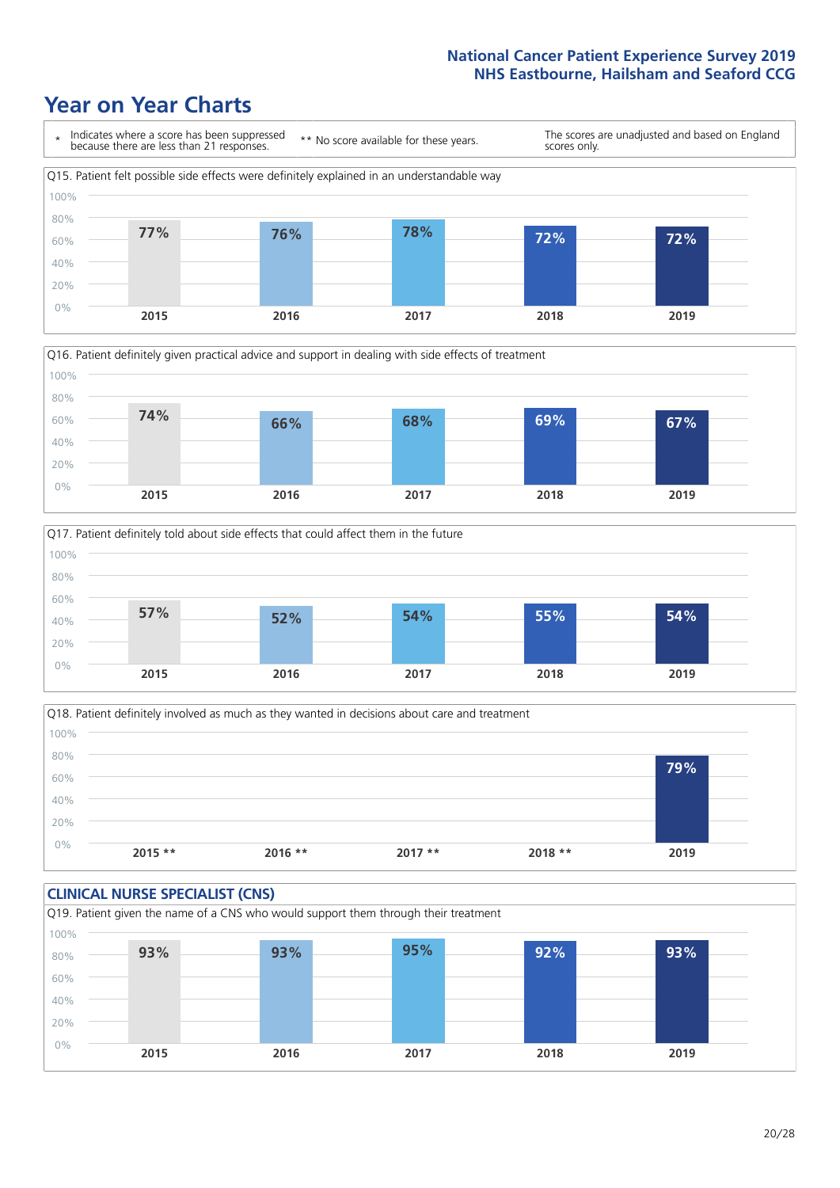# Year on Year Charts

\* Indicates where a score has been suppressed because there are less than 21 responses.

** No score available for these years.

The scores are unadjusted and based on England scores only.

Q15. Patient felt possible side effects were definitely explained in an understandable way

| 2015 | 2016 | 2017 | 2018 | 2019 |
|---|---|---|---|---|
| 77% | 76% | 78% | 72% | 72% |

Q16. Patient definitely given practical advice and support in dealing with side effects of treatment

| 2015 | 2016 | 2017 | 2018 | 2019 |
|---|---|---|---|---|
| 74% | 66% | 68% | 69% | 67% |

Q17. Patient definitely told about side effects that could affect them in the future

| 2015 | 2016 | 2017 | 2018 | 2019 |
|---|---|---|---|---|
| 57% | 52% | 54% | 55% | 54% |

Q18. Patient definitely involved as much as they wanted in decisions about care and treatment

| 2015 ** | 2016 ** | 2017 ** | 2018 ** | 2019 |
|---|---|---|---|---|
| | | | | 79% |

## CLINICAL NURSE SPECIALIST (CNS)

Q19. Patient given the name of a CNS who would support them through their treatment

| 2015 | 2016 | 2017 | 2018 | 2019 |
|---|---|---|---|---|
| 93% | 93% | 95% | 92% | 93% |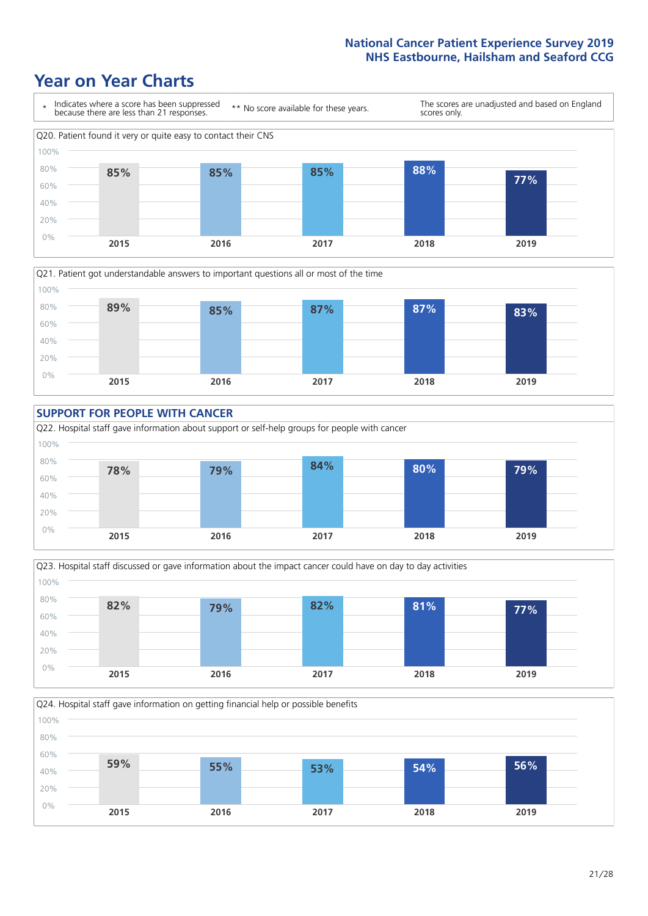# Year on Year Charts

\* Indicates where a score has been suppressed because there are less than 21 responses.

** No score available for these years.

The scores are unadjusted and based on England scores only.

Q20. Patient found it very or quite easy to contact their CNS

| 2015 | 2016 | 2017 | 2018 | 2019 |
|---|---|---|---|---|
| 85% | 85% | 85% | 88% | 77% |

Q21. Patient got understandable answers to important questions all or most of the time

| 2015 | 2016 | 2017 | 2018 | 2019 |
|---|---|---|---|---|
| 89% | 85% | 87% | 87% | 83% |

## SUPPORT FOR PEOPLE WITH CANCER

Q22. Hospital staff gave information about support or self-help groups for people with cancer

| 2015 | 2016 | 2017 | 2018 | 2019 |
|---|---|---|---|---|
| 78% | 79% | 84% | 80% | 79% |

Q23. Hospital staff discussed or gave information about the impact cancer could have on day to day activities

| 2015 | 2016 | 2017 | 2018 | 2019 |
|---|---|---|---|---|
| 82% | 79% | 82% | 81% | 77% |

Q24. Hospital staff gave information on getting financial help or possible benefits

| 2015 | 2016 | 2017 | 2018 | 2019 |
|---|---|---|---|---|
| 59% | 55% | 53% | 54% | 56% |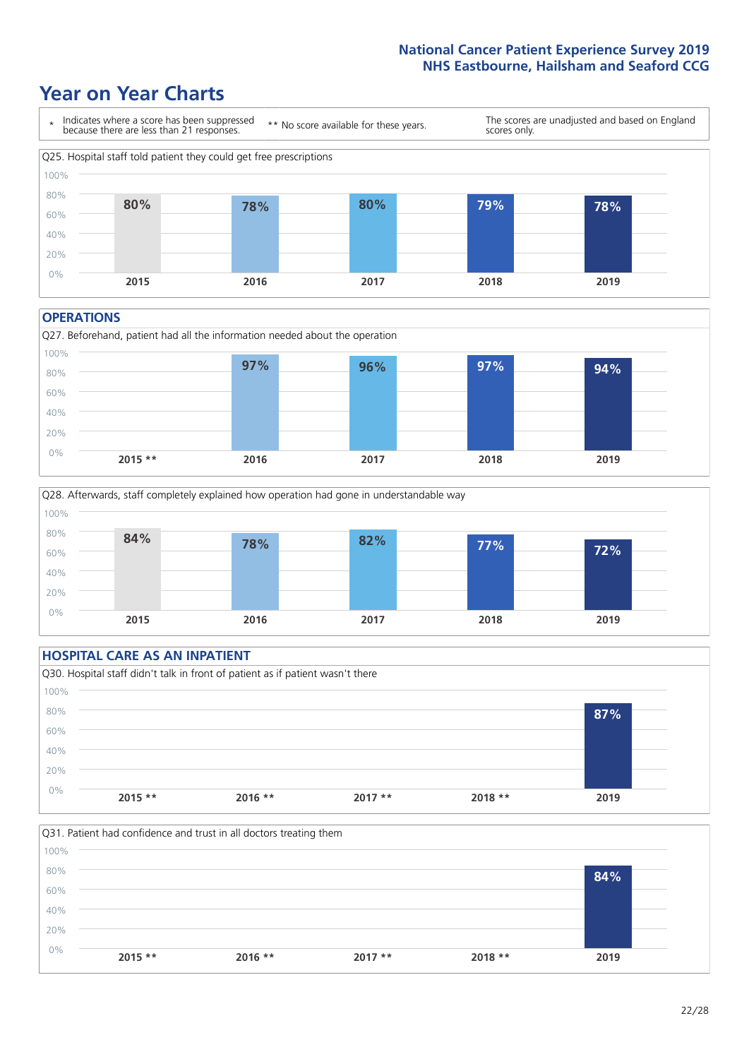# Year on Year Charts

\* Indicates where a score has been suppressed because there are less than 21 responses.

\*\* No score available for these years.

The scores are unadjusted and based on England scores only.

Q25. Hospital staff told patient they could get free prescriptions

| 2015 | 2016 | 2017 | 2018 | 2019 |
|---|---|---|---|---|
| 80% | 78% | 80% | 79% | 78% |

## OPERATIONS

Q27. Beforehand, patient had all the information needed about the operation

| 2015 ** | 2016 | 2017 | 2018 | 2019 |
|---|---|---|---|---|
| | 97% | 96% | 97% | 94% |

Q28. Afterwards, staff completely explained how operation had gone in understandable way

| 2015 | 2016 | 2017 | 2018 | 2019 |
|---|---|---|---|---|
| 84% | 78% | 82% | 77% | 72% |

## HOSPITAL CARE AS AN INPATIENT

Q30. Hospital staff didn't talk in front of patient as if patient wasn't there

| 2015 ** | 2016 ** | 2017 ** | 2018 ** | 2019 |
|---|---|---|---|---|
| | | | | 87% |

Q31. Patient had confidence and trust in all doctors treating them

| 2015 ** | 2016 ** | 2017 ** | 2018 ** | 2019 |
|---|---|---|---|---|
| | | | | 84% |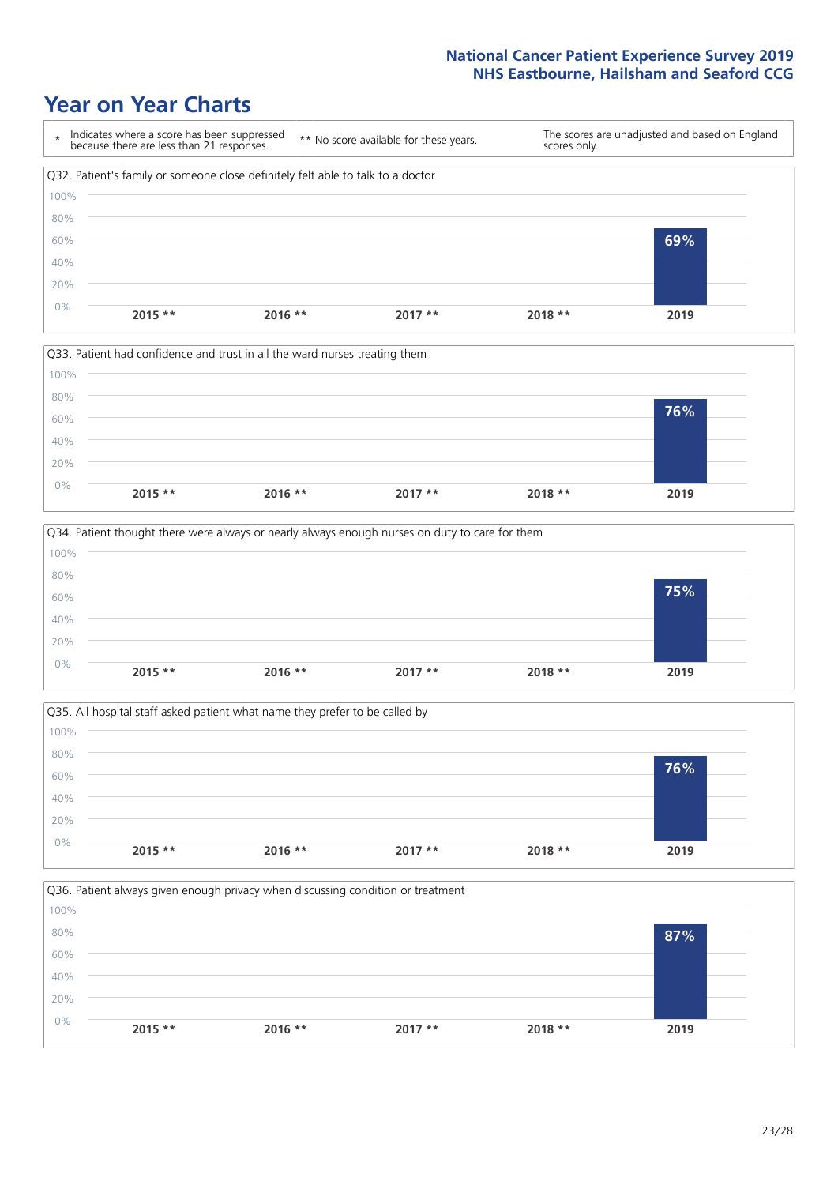# Year on Year Charts

\* Indicates where a score has been suppressed because there are less than 21 responses.

\*\* No score available for these years.

The scores are unadjusted and based on England scores only.

Q32. Patient's family or someone close definitely felt able to talk to a doctor

| 2015 ** | 2016 ** | 2017 ** | 2018 ** | 2019 |
|---|---|---|---|---|
| | | | | 69% |

Q33. Patient had confidence and trust in all the ward nurses treating them

| 2015 ** | 2016 ** | 2017 ** | 2018 ** | 2019 |
|---|---|---|---|---|
| | | | | 76% |

Q34. Patient thought there were always or nearly always enough nurses on duty to care for them

| 2015 ** | 2016 ** | 2017 ** | 2018 ** | 2019 |
|---|---|---|---|---|
| | | | | 75% |

Q35. All hospital staff asked patient what name they prefer to be called by

| 2015 ** | 2016 ** | 2017 ** | 2018 ** | 2019 |
|---|---|---|---|---|
| | | | | 76% |

Q36. Patient always given enough privacy when discussing condition or treatment

| 2015 ** | 2016 ** | 2017 ** | 2018 ** | 2019 |
|---|---|---|---|---|
| | | | | 87% |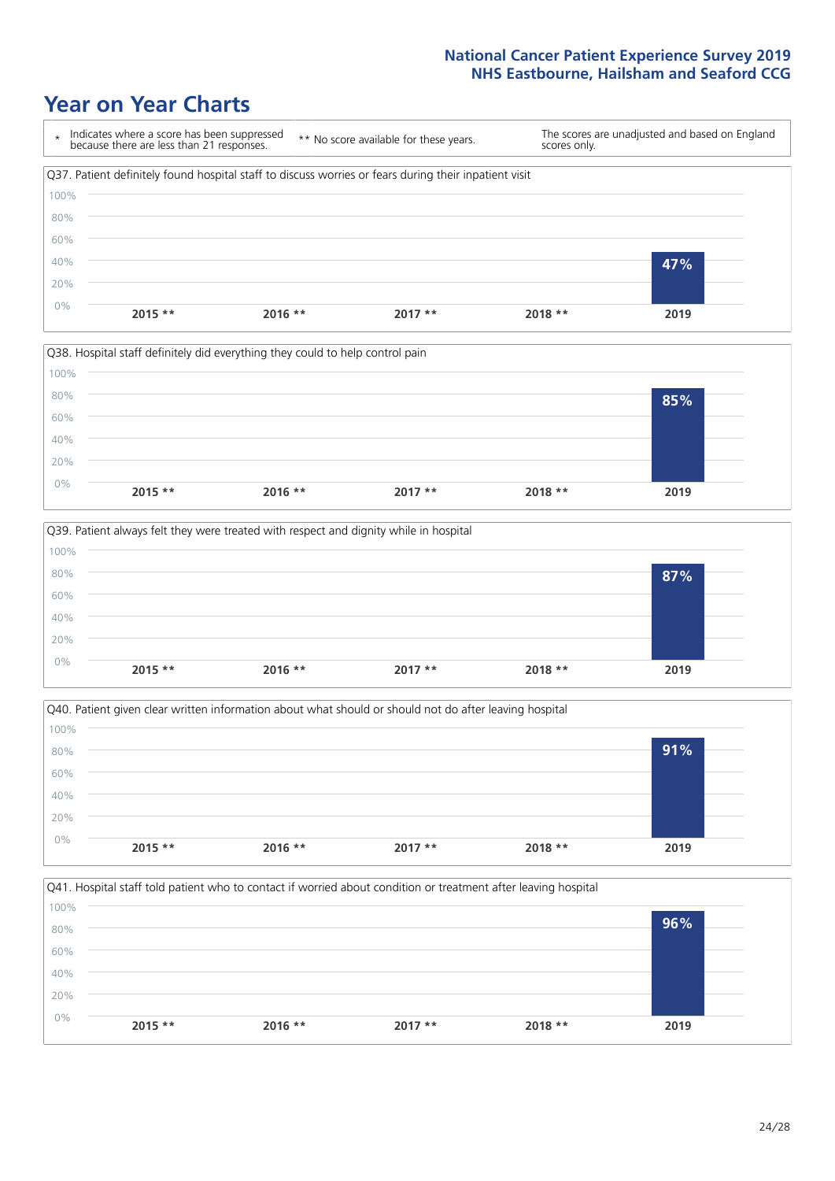National Cancer Patient Experience Survey 2019
NHS Eastbourne, Hailsham and Seaford CCG

# Year on Year Charts

\* Indicates where a score has been suppressed because there are less than 21 responses.

** No score available for these years.

The scores are unadjusted and based on England scores only.

### Q37. Patient definitely found hospital staff to discuss worries or fears during their inpatient visit

| 2015 ** | 2016 ** | 2017 ** | 2018 ** | 2019 |
|---|---|---|---|---|
| | | | | 47% |

### Q38. Hospital staff definitely did everything they could to help control pain

| 2015 ** | 2016 ** | 2017 ** | 2018 ** | 2019 |
|---|---|---|---|---|
| | | | | 85% |

### Q39. Patient always felt they were treated with respect and dignity while in hospital

| 2015 ** | 2016 ** | 2017 ** | 2018 ** | 2019 |
|---|---|---|---|---|
| | | | | 87% |

### Q40. Patient given clear written information about what should or should not do after leaving hospital

| 2015 ** | 2016 ** | 2017 ** | 2018 ** | 2019 |
|---|---|---|---|---|
| | | | | 91% |

### Q41. Hospital staff told patient who to contact if worried about condition or treatment after leaving hospital

| 2015 ** | 2016 ** | 2017 ** | 2018 ** | 2019 |
|---|---|---|---|---|
| | | | | 96% |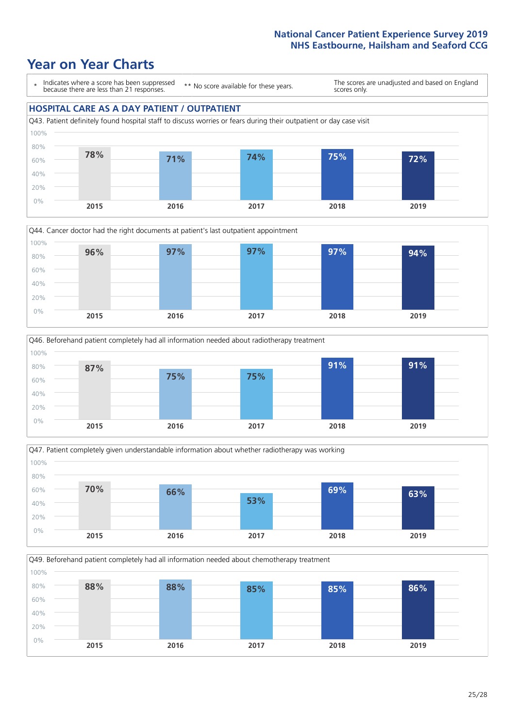# Year on Year Charts

\* Indicates where a score has been suppressed because there are less than 21 responses.

** No score available for these years.

The scores are unadjusted and based on England scores only.

## HOSPITAL CARE AS A DAY PATIENT / OUTPATIENT

Q43. Patient definitely found hospital staff to discuss worries or fears during their outpatient or day case visit

| 2015 | 2016 | 2017 | 2018 | 2019 |
|---|---|---|---|---|
| 78% | 71% | 74% | 75% | 72% |

Q44. Cancer doctor had the right documents at patient's last outpatient appointment

| 2015 | 2016 | 2017 | 2018 | 2019 |
|---|---|---|---|---|
| 96% | 97% | 97% | 97% | 94% |

Q46. Beforehand patient completely had all information needed about radiotherapy treatment

| 2015 | 2016 | 2017 | 2018 | 2019 |
|---|---|---|---|---|
| 87% | 75% | 75% | 91% | 91% |

Q47. Patient completely given understandable information about whether radiotherapy was working

| 2015 | 2016 | 2017 | 2018 | 2019 |
|---|---|---|---|---|
| 70% | 66% | 53% | 69% | 63% |

Q49. Beforehand patient completely had all information needed about chemotherapy treatment

| 2015 | 2016 | 2017 | 2018 | 2019 |
|---|---|---|---|---|
| 88% | 88% | 85% | 85% | 86% |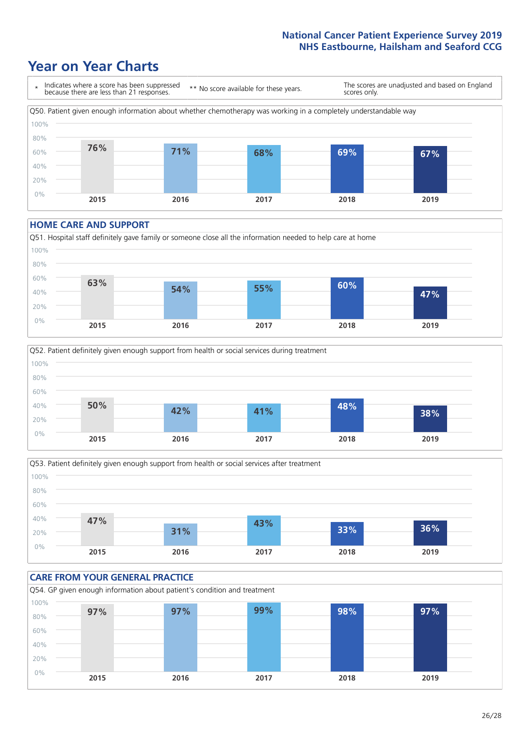# Year on Year Charts

\* Indicates where a score has been suppressed because there are less than 21 responses.

\*\* No score available for these years.

The scores are unadjusted and based on England scores only.

Q50. Patient given enough information about whether chemotherapy was working in a completely understandable way

| 2015 | 2016 | 2017 | 2018 | 2019 |
|---|---|---|---|---|
| 76% | 71% | 68% | 69% | 67% |

## HOME CARE AND SUPPORT

Q51. Hospital staff definitely gave family or someone close all the information needed to help care at home

| 2015 | 2016 | 2017 | 2018 | 2019 |
|---|---|---|---|---|
| 63% | 54% | 55% | 60% | 47% |

Q52. Patient definitely given enough support from health or social services during treatment

| 2015 | 2016 | 2017 | 2018 | 2019 |
|---|---|---|---|---|
| 50% | 42% | 41% | 48% | 38% |

Q53. Patient definitely given enough support from health or social services after treatment

| 2015 | 2016 | 2017 | 2018 | 2019 |
|---|---|---|---|---|
| 47% | 31% | 43% | 33% | 36% |

## CARE FROM YOUR GENERAL PRACTICE

Q54. GP given enough information about patient's condition and treatment

| 2015 | 2016 | 2017 | 2018 | 2019 |
|---|---|---|---|---|
| 97% | 97% | 99% | 98% | 97% |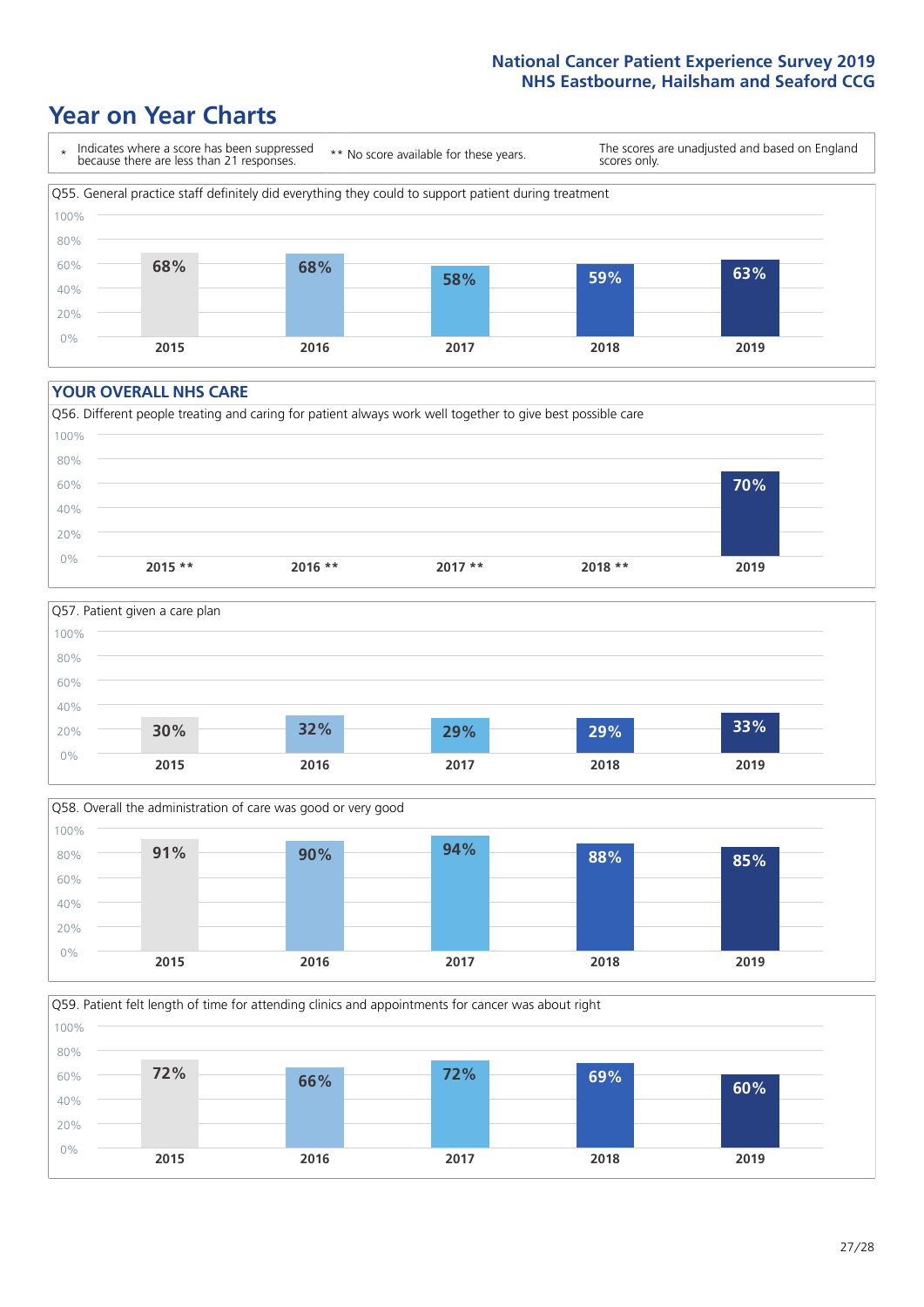# Year on Year Charts

\* Indicates where a score has been suppressed because there are less than 21 responses.

** No score available for these years.

The scores are unadjusted and based on England scores only.

Q55. General practice staff definitely did everything they could to support patient during treatment

| 2015 | 2016 | 2017 | 2018 | 2019 |
|---|---|---|---|---|
| 68% | 68% | 58% | 59% | 63% |

## YOUR OVERALL NHS CARE

Q56. Different people treating and caring for patient always work well together to give best possible care

| 2015 ** | 2016 ** | 2017 ** | 2018 ** | 2019 |
|---|---|---|---|---|
| | | | | 70% |

Q57. Patient given a care plan

| 2015 | 2016 | 2017 | 2018 | 2019 |
|---|---|---|---|---|
| 30% | 32% | 29% | 29% | 33% |

Q58. Overall the administration of care was good or very good

| 2015 | 2016 | 2017 | 2018 | 2019 |
|---|---|---|---|---|
| 91% | 90% | 94% | 88% | 85% |

Q59. Patient felt length of time for attending clinics and appointments for cancer was about right

| 2015 | 2016 | 2017 | 2018 | 2019 |
|---|---|---|---|---|
| 72% | 66% | 72% | 69% | 60% |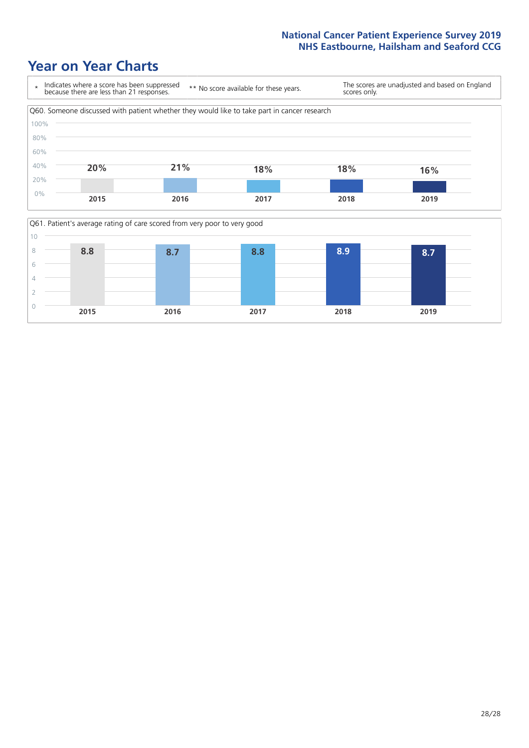# Year on Year Charts

\* Indicates where a score has been suppressed because there are less than 21 responses.

\*\* No score available for these years.

The scores are unadjusted and based on England scores only.

Q60. Someone discussed with patient whether they would like to take part in cancer research

100%
80%
60%
40%
20%
0%

20% 21% 18% 18% 16%

2015 2016 2017 2018 2019

Q61. Patient's average rating of care scored from very poor to very good

10
8
6
4
2
0

8.8 8.7 8.8 8.9 8.7

2015 2016 2017 2018 2019